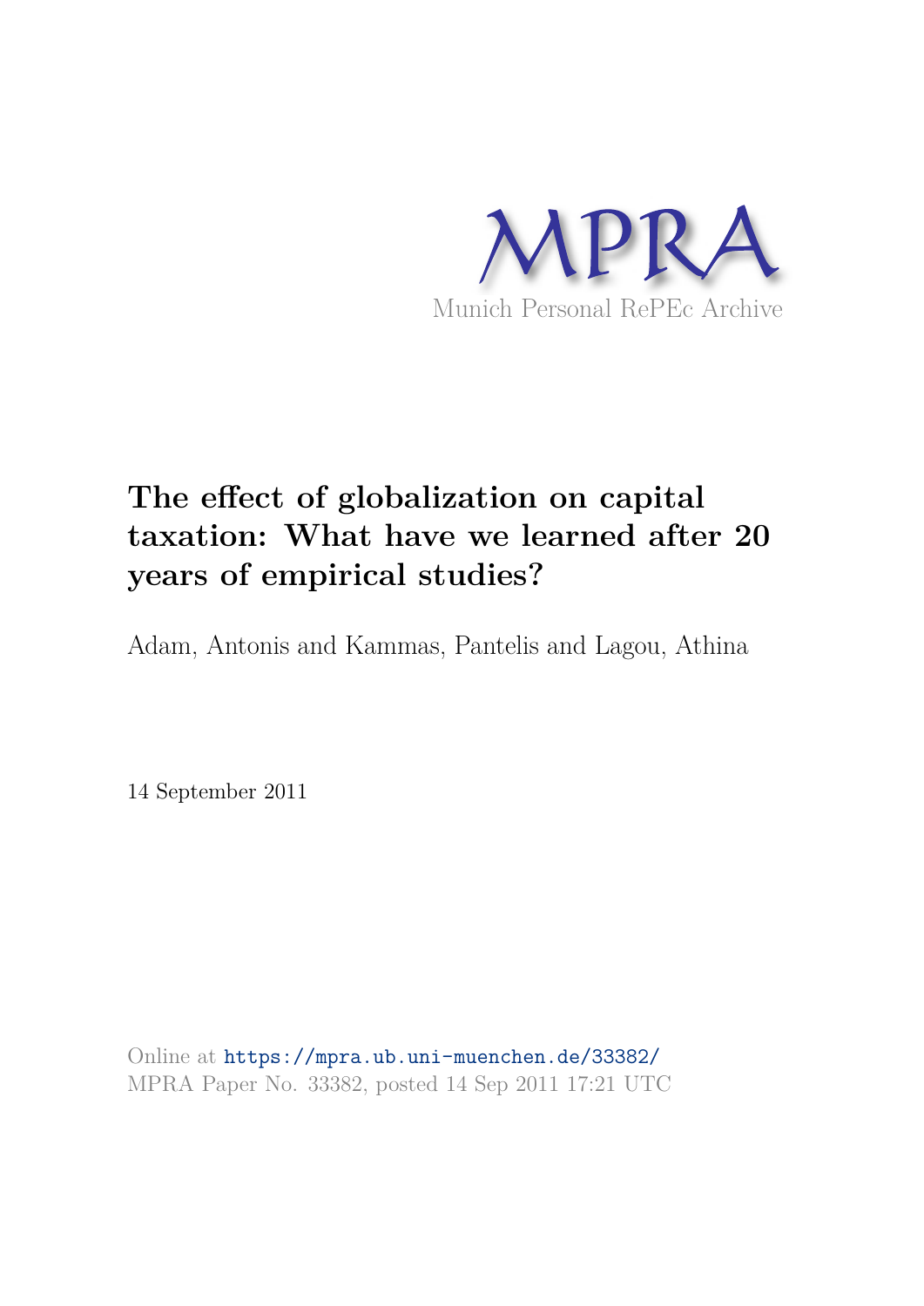MPRA

Munich Personal RePEc Archive

# The effect of globalization on capital taxation: What have we learned after 20 years of empirical studies?

Adam, Antonis and Kammas, Pantelis and Lagou, Athina

14 September 2011

Online at https://mpra.ub.uni-muenchen.de/33382/
MPRA Paper No. 33382, posted 14 Sep 2011 17:21 UTC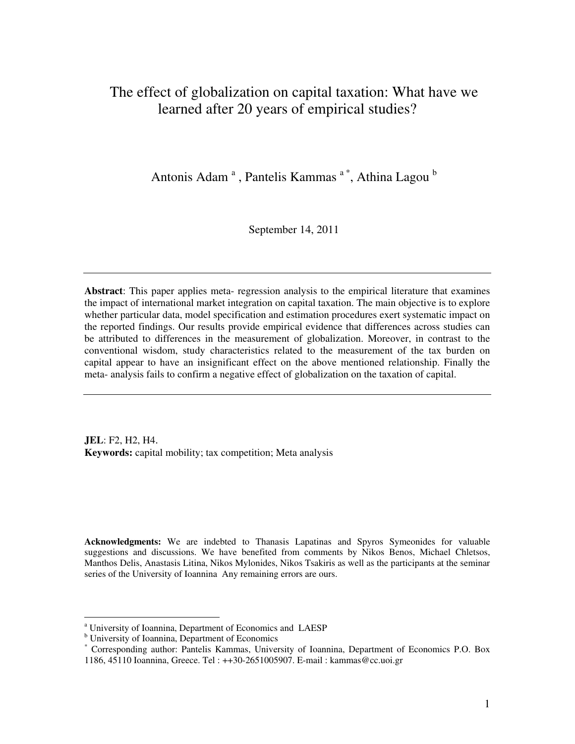# The effect of globalization on capital taxation: What have we learned after 20 years of empirical studies?

Antonis Adam [a], Pantelis Kammas [a *], Athina Lagou [b]

September 14, 2011

---

**Abstract**: This paper applies meta- regression analysis to the empirical literature that examines the impact of international market integration on capital taxation. The main objective is to explore whether particular data, model specification and estimation procedures exert systematic impact on the reported findings. Our results provide empirical evidence that differences across studies can be attributed to differences in the measurement of globalization. Moreover, in contrast to the conventional wisdom, study characteristics related to the measurement of the tax burden on capital appear to have an insignificant effect on the above mentioned relationship. Finally the meta- analysis fails to confirm a negative effect of globalization on the taxation of capital.

---

**JEL**: F2, H2, H4.
**Keywords:** capital mobility; tax competition; Meta analysis

**Acknowledgments:** We are indebted to Thanasis Lapatinas and Spyros Symeonides for valuable suggestions and discussions. We have benefited from comments by Nikos Benos, Michael Chletsos, Manthos Delis, Anastasis Litina, Nikos Mylonides, Nikos Tsakiris as well as the participants at the seminar series of the University of Ioannina Any remaining errors are ours.

---

[a] University of Ioannina, Department of Economics and LAESP
[b] University of Ioannina, Department of Economics
[*] Corresponding author: Pantelis Kammas, University of Ioannina, Department of Economics P.O. Box 1186, 45110 Ioannina, Greece. Tel : ++30-2651005907. E-mail : kammas@cc.uoi.gr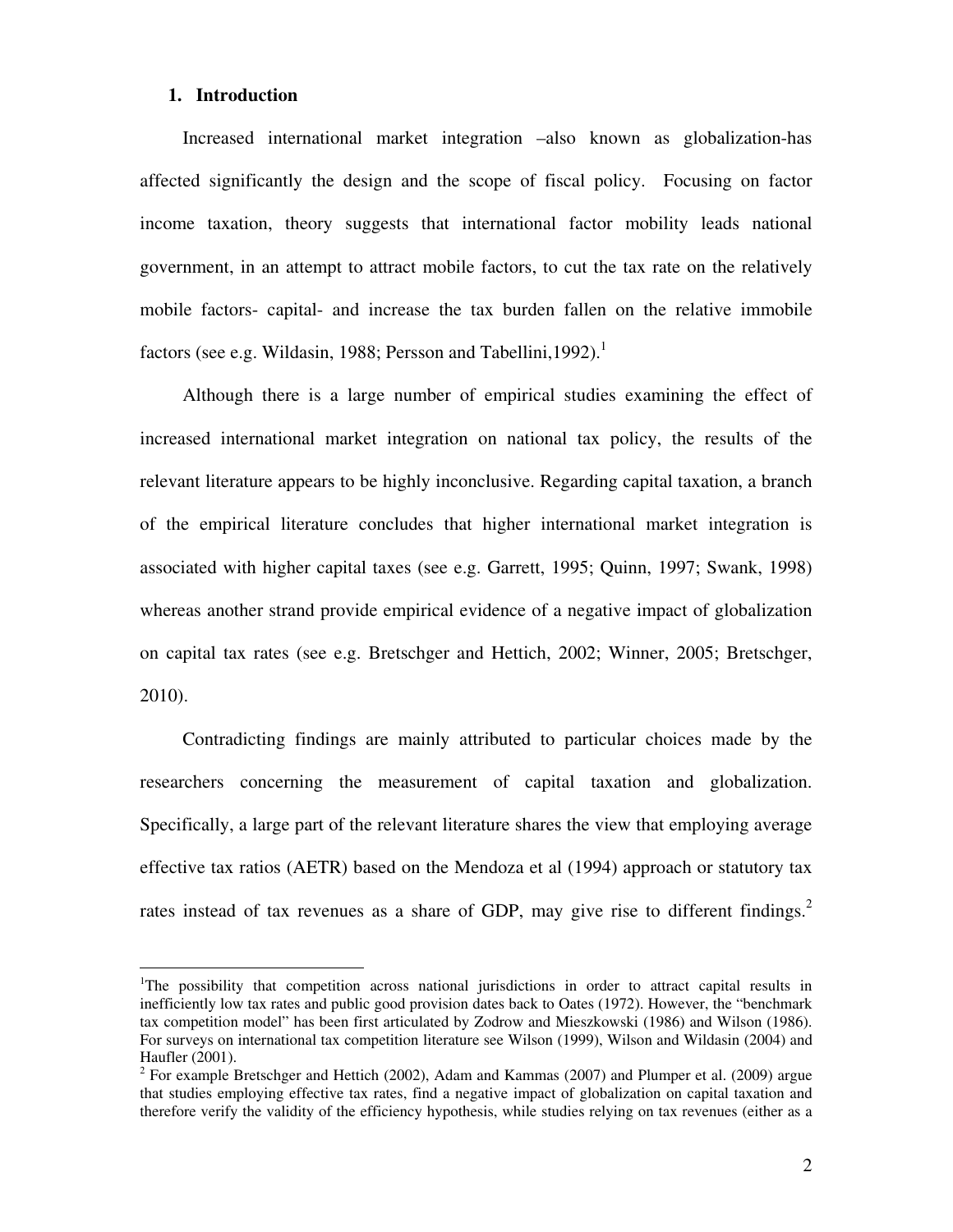## 1. Introduction

Increased international market integration –also known as globalization-has affected significantly the design and the scope of fiscal policy. Focusing on factor income taxation, theory suggests that international factor mobility leads national government, in an attempt to attract mobile factors, to cut the tax rate on the relatively mobile factors- capital- and increase the tax burden fallen on the relative immobile factors (see e.g. Wildasin, 1988; Persson and Tabellini,1992).[1]

Although there is a large number of empirical studies examining the effect of increased international market integration on national tax policy, the results of the relevant literature appears to be highly inconclusive. Regarding capital taxation, a branch of the empirical literature concludes that higher international market integration is associated with higher capital taxes (see e.g. Garrett, 1995; Quinn, 1997; Swank, 1998) whereas another strand provide empirical evidence of a negative impact of globalization on capital tax rates (see e.g. Bretschger and Hettich, 2002; Winner, 2005; Bretschger, 2010).

Contradicting findings are mainly attributed to particular choices made by the researchers concerning the measurement of capital taxation and globalization. Specifically, a large part of the relevant literature shares the view that employing average effective tax ratios (AETR) based on the Mendoza et al (1994) approach or statutory tax rates instead of tax revenues as a share of GDP, may give rise to different findings.[2]

---

[1]The possibility that competition across national jurisdictions in order to attract capital results in inefficiently low tax rates and public good provision dates back to Oates (1972). However, the "benchmark tax competition model" has been first articulated by Zodrow and Mieszkowski (1986) and Wilson (1986). For surveys on international tax competition literature see Wilson (1999), Wilson and Wildasin (2004) and Haufler (2001).

[2] For example Bretschger and Hettich (2002), Adam and Kammas (2007) and Plumper et al. (2009) argue that studies employing effective tax rates, find a negative impact of globalization on capital taxation and therefore verify the validity of the efficiency hypothesis, while studies relying on tax revenues (either as a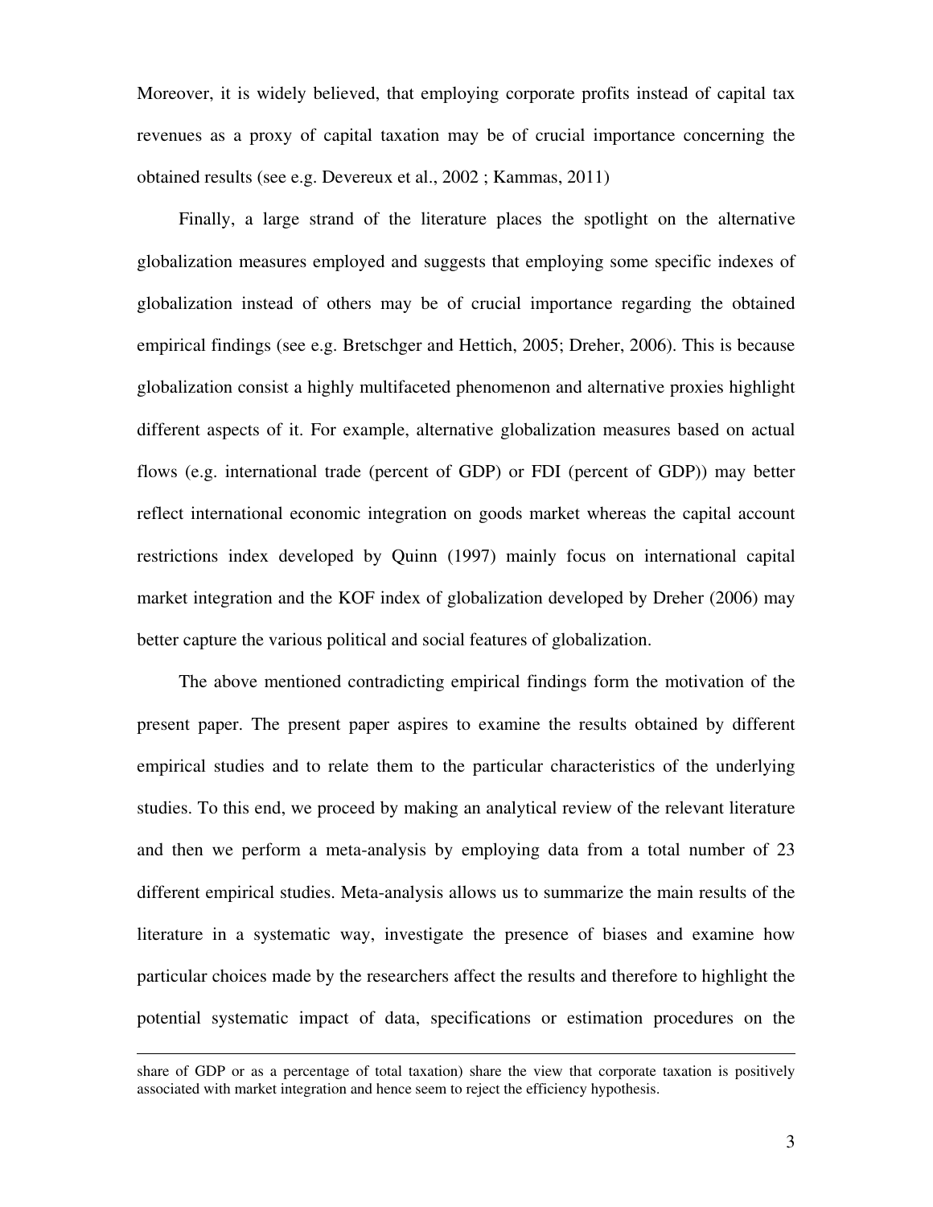Moreover, it is widely believed, that employing corporate profits instead of capital tax revenues as a proxy of capital taxation may be of crucial importance concerning the obtained results (see e.g. Devereux et al., 2002 ; Kammas, 2011)

Finally, a large strand of the literature places the spotlight on the alternative globalization measures employed and suggests that employing some specific indexes of globalization instead of others may be of crucial importance regarding the obtained empirical findings (see e.g. Bretschger and Hettich, 2005; Dreher, 2006). This is because globalization consist a highly multifaceted phenomenon and alternative proxies highlight different aspects of it. For example, alternative globalization measures based on actual flows (e.g. international trade (percent of GDP) or FDI (percent of GDP)) may better reflect international economic integration on goods market whereas the capital account restrictions index developed by Quinn (1997) mainly focus on international capital market integration and the KOF index of globalization developed by Dreher (2006) may better capture the various political and social features of globalization.

The above mentioned contradicting empirical findings form the motivation of the present paper. The present paper aspires to examine the results obtained by different empirical studies and to relate them to the particular characteristics of the underlying studies. To this end, we proceed by making an analytical review of the relevant literature and then we perform a meta-analysis by employing data from a total number of 23 different empirical studies. Meta-analysis allows us to summarize the main results of the literature in a systematic way, investigate the presence of biases and examine how particular choices made by the researchers affect the results and therefore to highlight the potential systematic impact of data, specifications or estimation procedures on the

---

share of GDP or as a percentage of total taxation) share the view that corporate taxation is positively associated with market integration and hence seem to reject the efficiency hypothesis.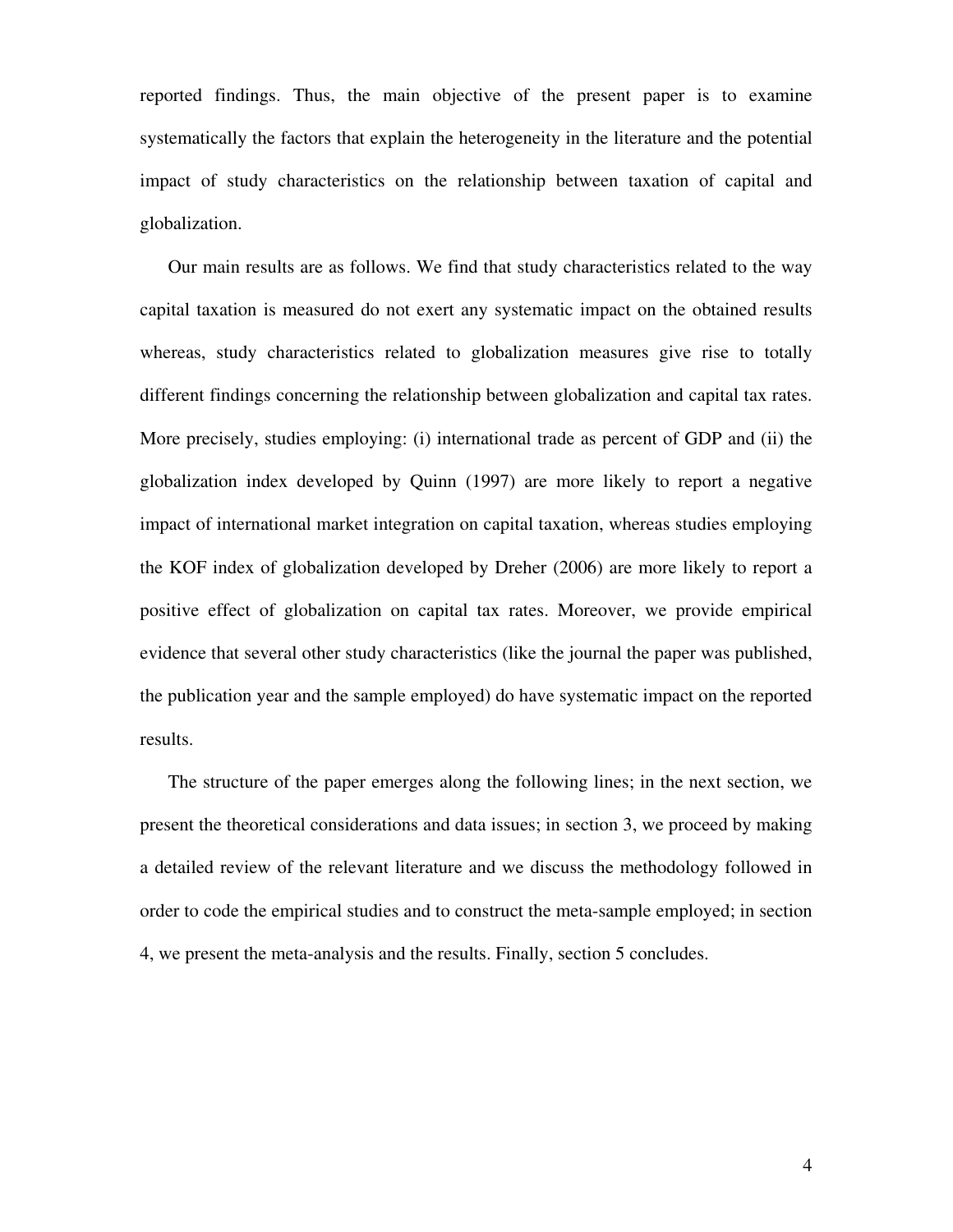reported findings. Thus, the main objective of the present paper is to examine systematically the factors that explain the heterogeneity in the literature and the potential impact of study characteristics on the relationship between taxation of capital and globalization.

Our main results are as follows. We find that study characteristics related to the way capital taxation is measured do not exert any systematic impact on the obtained results whereas, study characteristics related to globalization measures give rise to totally different findings concerning the relationship between globalization and capital tax rates. More precisely, studies employing: (i) international trade as percent of GDP and (ii) the globalization index developed by Quinn (1997) are more likely to report a negative impact of international market integration on capital taxation, whereas studies employing the KOF index of globalization developed by Dreher (2006) are more likely to report a positive effect of globalization on capital tax rates. Moreover, we provide empirical evidence that several other study characteristics (like the journal the paper was published, the publication year and the sample employed) do have systematic impact on the reported results.

The structure of the paper emerges along the following lines; in the next section, we present the theoretical considerations and data issues; in section 3, we proceed by making a detailed review of the relevant literature and we discuss the methodology followed in order to code the empirical studies and to construct the meta-sample employed; in section 4, we present the meta-analysis and the results. Finally, section 5 concludes.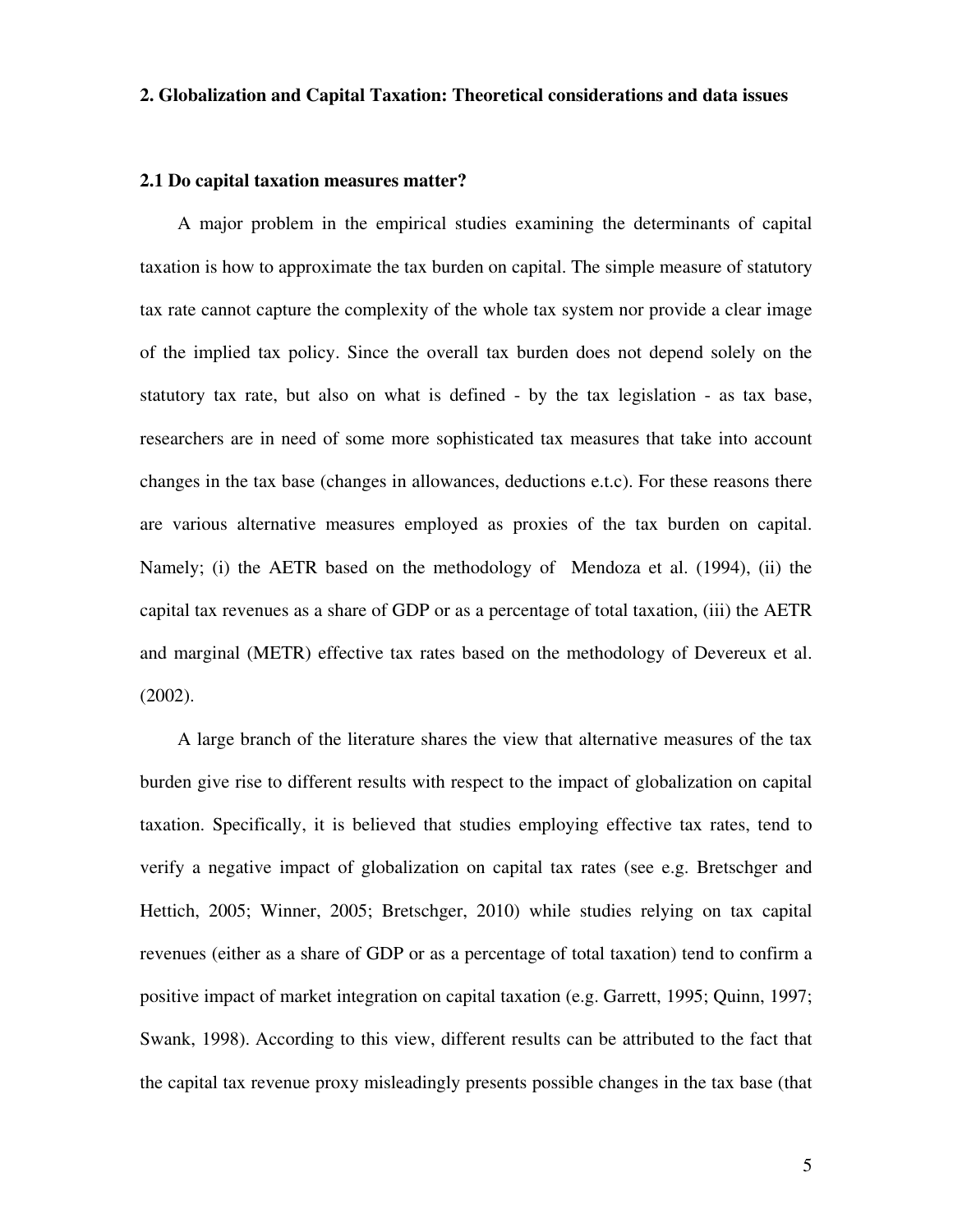## 2. Globalization and Capital Taxation: Theoretical considerations and data issues

### 2.1 Do capital taxation measures matter?

A major problem in the empirical studies examining the determinants of capital taxation is how to approximate the tax burden on capital. The simple measure of statutory tax rate cannot capture the complexity of the whole tax system nor provide a clear image of the implied tax policy. Since the overall tax burden does not depend solely on the statutory tax rate, but also on what is defined - by the tax legislation - as tax base, researchers are in need of some more sophisticated tax measures that take into account changes in the tax base (changes in allowances, deductions e.t.c). For these reasons there are various alternative measures employed as proxies of the tax burden on capital. Namely; (i) the AETR based on the methodology of Mendoza et al. (1994), (ii) the capital tax revenues as a share of GDP or as a percentage of total taxation, (iii) the AETR and marginal (METR) effective tax rates based on the methodology of Devereux et al. (2002).

A large branch of the literature shares the view that alternative measures of the tax burden give rise to different results with respect to the impact of globalization on capital taxation. Specifically, it is believed that studies employing effective tax rates, tend to verify a negative impact of globalization on capital tax rates (see e.g. Bretschger and Hettich, 2005; Winner, 2005; Bretschger, 2010) while studies relying on tax capital revenues (either as a share of GDP or as a percentage of total taxation) tend to confirm a positive impact of market integration on capital taxation (e.g. Garrett, 1995; Quinn, 1997; Swank, 1998). According to this view, different results can be attributed to the fact that the capital tax revenue proxy misleadingly presents possible changes in the tax base (that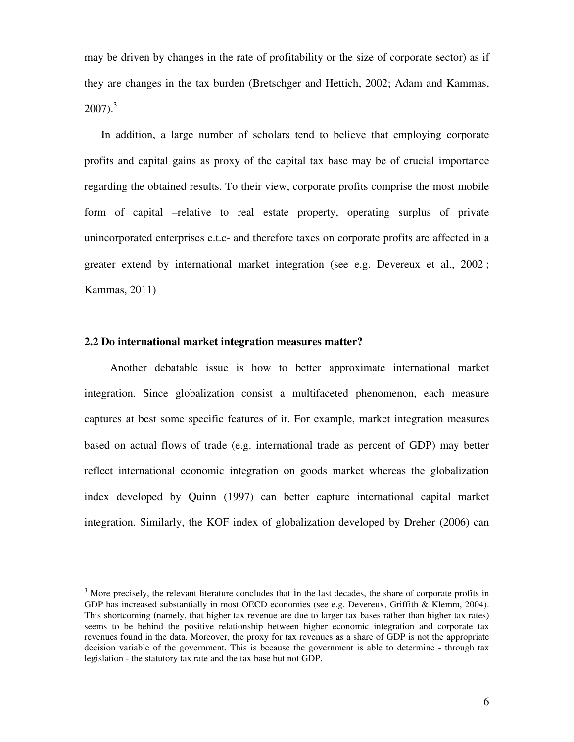may be driven by changes in the rate of profitability or the size of corporate sector) as if they are changes in the tax burden (Bretschger and Hettich, 2002; Adam and Kammas, 2007).[3]

In addition, a large number of scholars tend to believe that employing corporate profits and capital gains as proxy of the capital tax base may be of crucial importance regarding the obtained results. To their view, corporate profits comprise the most mobile form of capital –relative to real estate property, operating surplus of private unincorporated enterprises e.t.c- and therefore taxes on corporate profits are affected in a greater extend by international market integration (see e.g. Devereux et al., 2002 ; Kammas, 2011)

### 2.2 Do international market integration measures matter?

Another debatable issue is how to better approximate international market integration. Since globalization consist a multifaceted phenomenon, each measure captures at best some specific features of it. For example, market integration measures based on actual flows of trade (e.g. international trade as percent of GDP) may better reflect international economic integration on goods market whereas the globalization index developed by Quinn (1997) can better capture international capital market integration. Similarly, the KOF index of globalization developed by Dreher (2006) can

[3] More precisely, the relevant literature concludes that in the last decades, the share of corporate profits in GDP has increased substantially in most OECD economies (see e.g. Devereux, Griffith & Klemm, 2004). This shortcoming (namely, that higher tax revenue are due to larger tax bases rather than higher tax rates) seems to be behind the positive relationship between higher economic integration and corporate tax revenues found in the data. Moreover, the proxy for tax revenues as a share of GDP is not the appropriate decision variable of the government. This is because the government is able to determine - through tax legislation - the statutory tax rate and the tax base but not GDP.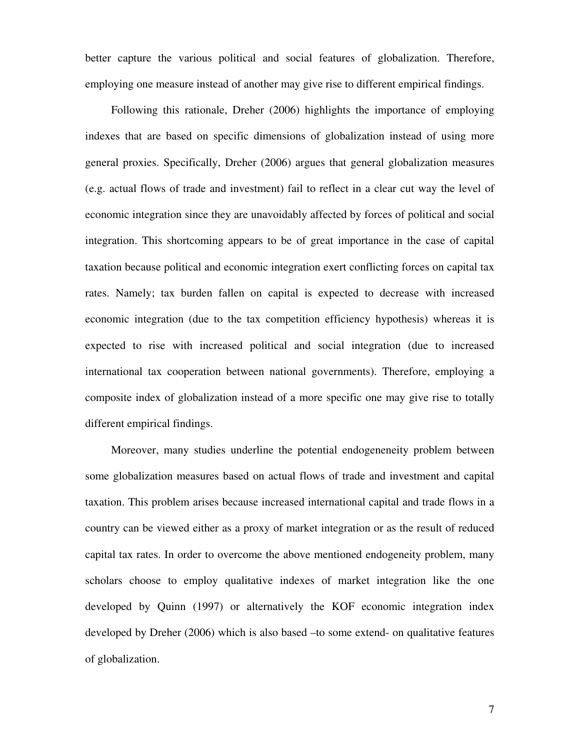better capture the various political and social features of globalization. Therefore, employing one measure instead of another may give rise to different empirical findings.

Following this rationale, Dreher (2006) highlights the importance of employing indexes that are based on specific dimensions of globalization instead of using more general proxies. Specifically, Dreher (2006) argues that general globalization measures (e.g. actual flows of trade and investment) fail to reflect in a clear cut way the level of economic integration since they are unavoidably affected by forces of political and social integration. This shortcoming appears to be of great importance in the case of capital taxation because political and economic integration exert conflicting forces on capital tax rates. Namely; tax burden fallen on capital is expected to decrease with increased economic integration (due to the tax competition efficiency hypothesis) whereas it is expected to rise with increased political and social integration (due to increased international tax cooperation between national governments). Therefore, employing a composite index of globalization instead of a more specific one may give rise to totally different empirical findings.

Moreover, many studies underline the potential endogeneneity problem between some globalization measures based on actual flows of trade and investment and capital taxation. This problem arises because increased international capital and trade flows in a country can be viewed either as a proxy of market integration or as the result of reduced capital tax rates. In order to overcome the above mentioned endogeneity problem, many scholars choose to employ qualitative indexes of market integration like the one developed by Quinn (1997) or alternatively the KOF economic integration index developed by Dreher (2006) which is also based –to some extend- on qualitative features of globalization.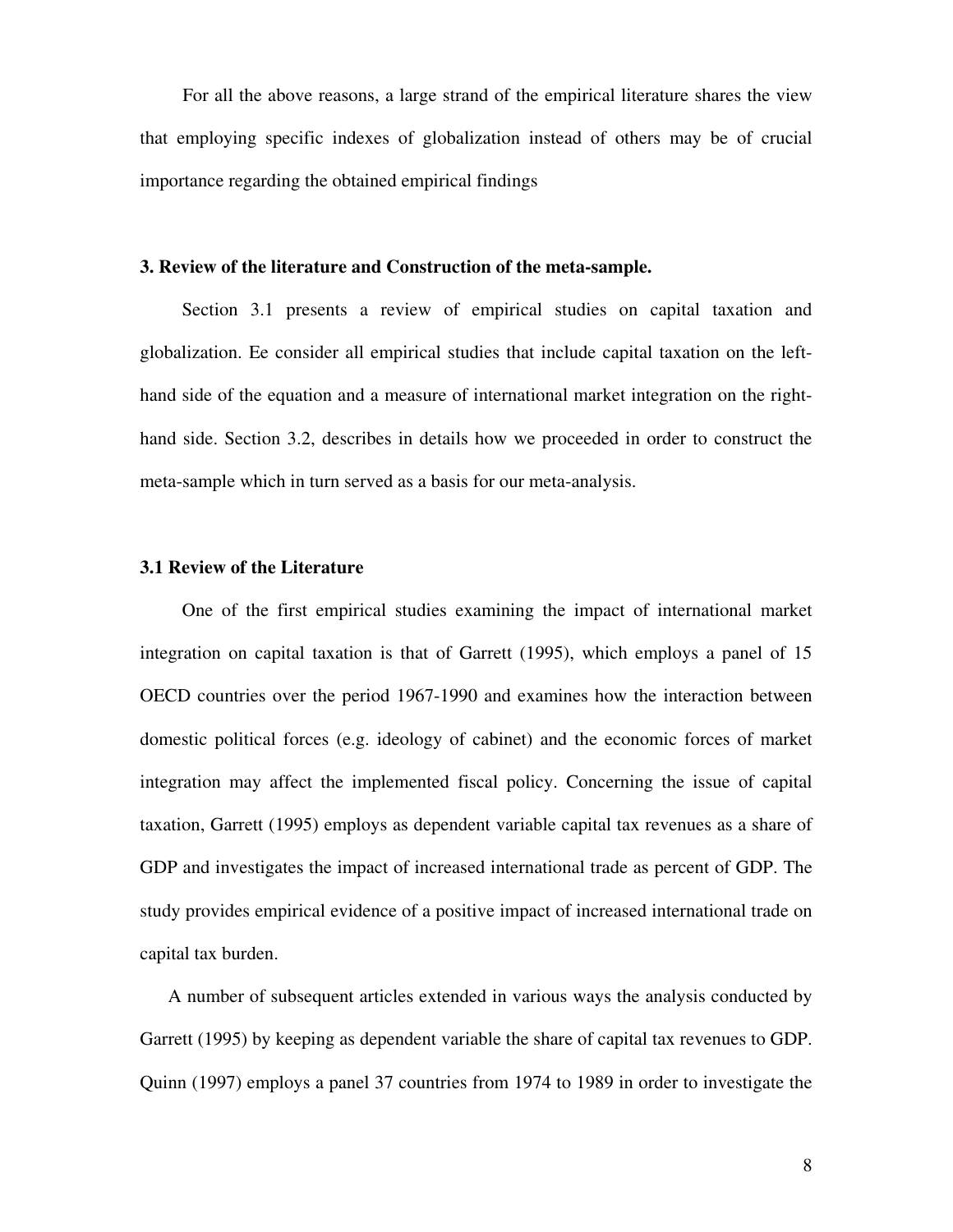For all the above reasons, a large strand of the empirical literature shares the view that employing specific indexes of globalization instead of others may be of crucial importance regarding the obtained empirical findings

### 3. Review of the literature and Construction of the meta-sample.

Section 3.1 presents a review of empirical studies on capital taxation and globalization. Ee consider all empirical studies that include capital taxation on the left-hand side of the equation and a measure of international market integration on the right-hand side. Section 3.2, describes in details how we proceeded in order to construct the meta-sample which in turn served as a basis for our meta-analysis.

### 3.1 Review of the Literature

One of the first empirical studies examining the impact of international market integration on capital taxation is that of Garrett (1995), which employs a panel of 15 OECD countries over the period 1967-1990 and examines how the interaction between domestic political forces (e.g. ideology of cabinet) and the economic forces of market integration may affect the implemented fiscal policy. Concerning the issue of capital taxation, Garrett (1995) employs as dependent variable capital tax revenues as a share of GDP and investigates the impact of increased international trade as percent of GDP. The study provides empirical evidence of a positive impact of increased international trade on capital tax burden.

A number of subsequent articles extended in various ways the analysis conducted by Garrett (1995) by keeping as dependent variable the share of capital tax revenues to GDP. Quinn (1997) employs a panel 37 countries from 1974 to 1989 in order to investigate the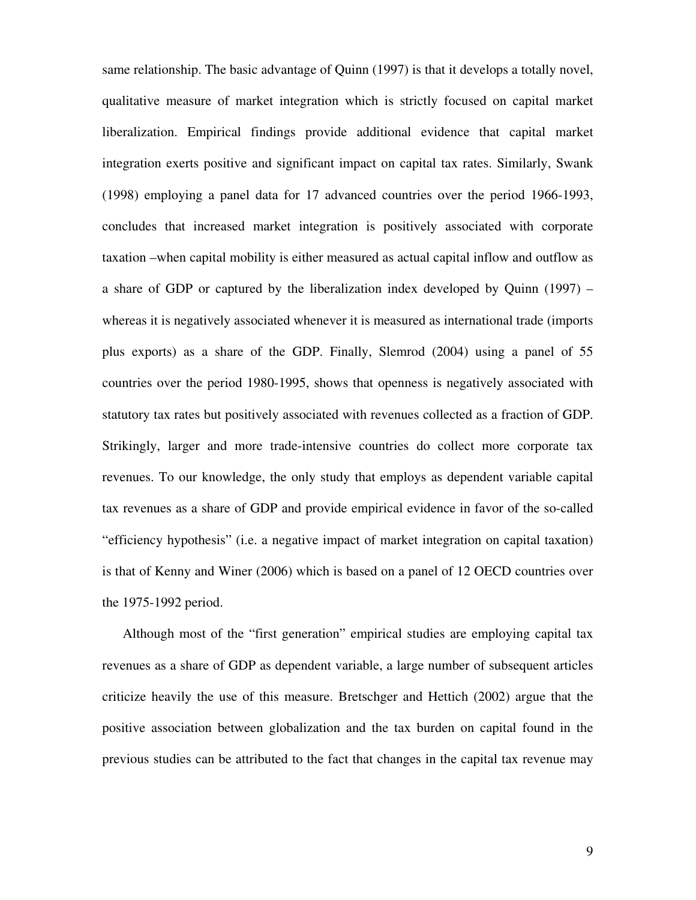same relationship. The basic advantage of Quinn (1997) is that it develops a totally novel, qualitative measure of market integration which is strictly focused on capital market liberalization. Empirical findings provide additional evidence that capital market integration exerts positive and significant impact on capital tax rates. Similarly, Swank (1998) employing a panel data for 17 advanced countries over the period 1966-1993, concludes that increased market integration is positively associated with corporate taxation –when capital mobility is either measured as actual capital inflow and outflow as a share of GDP or captured by the liberalization index developed by Quinn (1997) – whereas it is negatively associated whenever it is measured as international trade (imports plus exports) as a share of the GDP. Finally, Slemrod (2004) using a panel of 55 countries over the period 1980-1995, shows that openness is negatively associated with statutory tax rates but positively associated with revenues collected as a fraction of GDP. Strikingly, larger and more trade-intensive countries do collect more corporate tax revenues. To our knowledge, the only study that employs as dependent variable capital tax revenues as a share of GDP and provide empirical evidence in favor of the so-called "efficiency hypothesis" (i.e. a negative impact of market integration on capital taxation) is that of Kenny and Winer (2006) which is based on a panel of 12 OECD countries over the 1975-1992 period.

Although most of the "first generation" empirical studies are employing capital tax revenues as a share of GDP as dependent variable, a large number of subsequent articles criticize heavily the use of this measure. Bretschger and Hettich (2002) argue that the positive association between globalization and the tax burden on capital found in the previous studies can be attributed to the fact that changes in the capital tax revenue may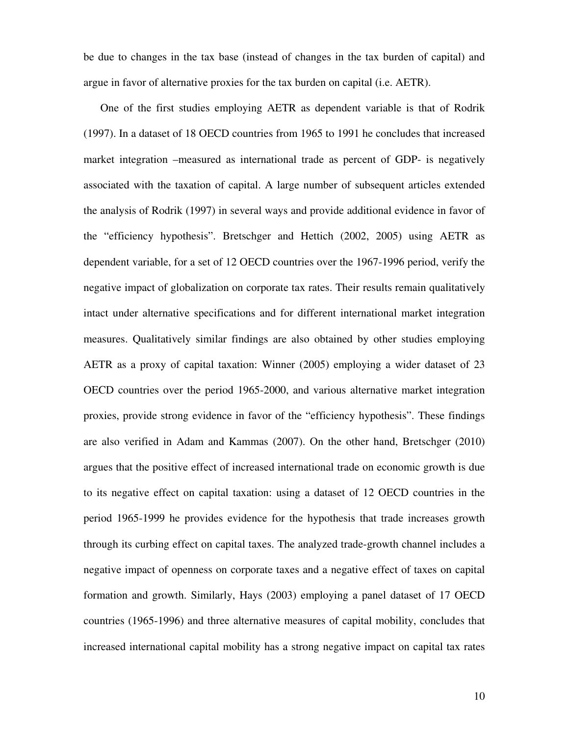be due to changes in the tax base (instead of changes in the tax burden of capital) and argue in favor of alternative proxies for the tax burden on capital (i.e. AETR).

One of the first studies employing AETR as dependent variable is that of Rodrik (1997). In a dataset of 18 OECD countries from 1965 to 1991 he concludes that increased market integration –measured as international trade as percent of GDP- is negatively associated with the taxation of capital. A large number of subsequent articles extended the analysis of Rodrik (1997) in several ways and provide additional evidence in favor of the "efficiency hypothesis". Bretschger and Hettich (2002, 2005) using AETR as dependent variable, for a set of 12 OECD countries over the 1967-1996 period, verify the negative impact of globalization on corporate tax rates. Their results remain qualitatively intact under alternative specifications and for different international market integration measures. Qualitatively similar findings are also obtained by other studies employing AETR as a proxy of capital taxation: Winner (2005) employing a wider dataset of 23 OECD countries over the period 1965-2000, and various alternative market integration proxies, provide strong evidence in favor of the "efficiency hypothesis". These findings are also verified in Adam and Kammas (2007). On the other hand, Bretschger (2010) argues that the positive effect of increased international trade on economic growth is due to its negative effect on capital taxation: using a dataset of 12 OECD countries in the period 1965-1999 he provides evidence for the hypothesis that trade increases growth through its curbing effect on capital taxes. The analyzed trade-growth channel includes a negative impact of openness on corporate taxes and a negative effect of taxes on capital formation and growth. Similarly, Hays (2003) employing a panel dataset of 17 OECD countries (1965-1996) and three alternative measures of capital mobility, concludes that increased international capital mobility has a strong negative impact on capital tax rates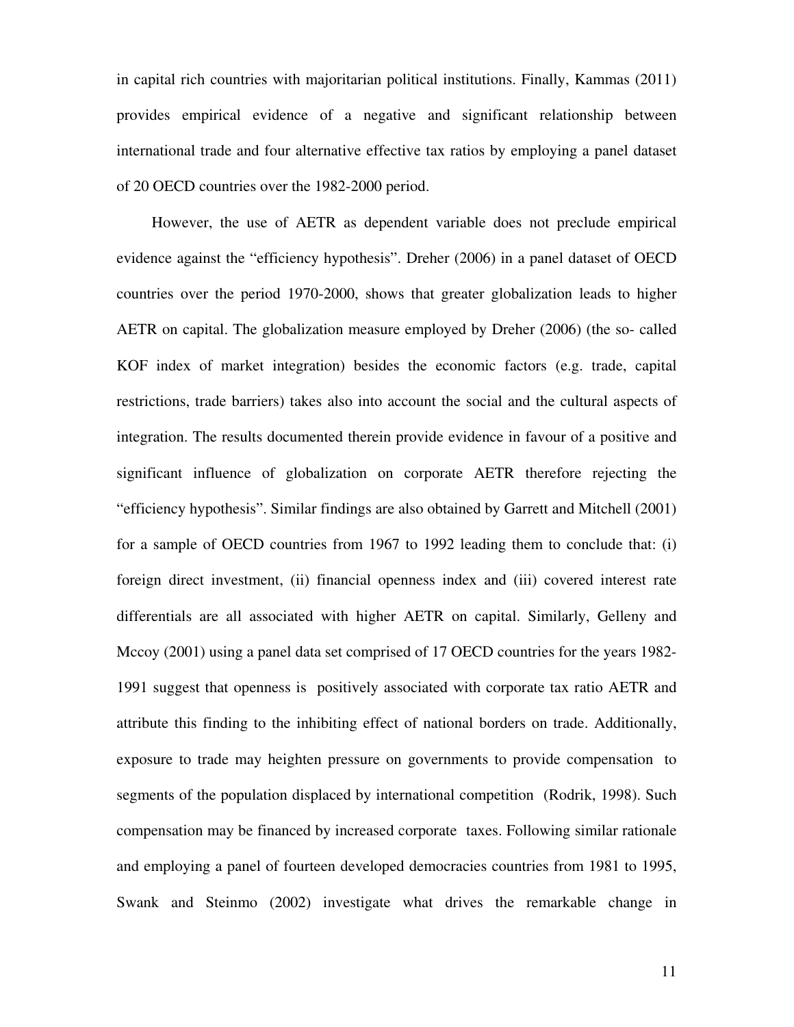in capital rich countries with majoritarian political institutions. Finally, Kammas (2011) provides empirical evidence of a negative and significant relationship between international trade and four alternative effective tax ratios by employing a panel dataset of 20 OECD countries over the 1982-2000 period.

However, the use of AETR as dependent variable does not preclude empirical evidence against the "efficiency hypothesis". Dreher (2006) in a panel dataset of OECD countries over the period 1970-2000, shows that greater globalization leads to higher AETR on capital. The globalization measure employed by Dreher (2006) (the so- called KOF index of market integration) besides the economic factors (e.g. trade, capital restrictions, trade barriers) takes also into account the social and the cultural aspects of integration. The results documented therein provide evidence in favour of a positive and significant influence of globalization on corporate AETR therefore rejecting the "efficiency hypothesis". Similar findings are also obtained by Garrett and Mitchell (2001) for a sample of OECD countries from 1967 to 1992 leading them to conclude that: (i) foreign direct investment, (ii) financial openness index and (iii) covered interest rate differentials are all associated with higher AETR on capital. Similarly, Gelleny and Mccoy (2001) using a panel data set comprised of 17 OECD countries for the years 1982-1991 suggest that openness is positively associated with corporate tax ratio AETR and attribute this finding to the inhibiting effect of national borders on trade. Additionally, exposure to trade may heighten pressure on governments to provide compensation to segments of the population displaced by international competition (Rodrik, 1998). Such compensation may be financed by increased corporate taxes. Following similar rationale and employing a panel of fourteen developed democracies countries from 1981 to 1995, Swank and Steinmo (2002) investigate what drives the remarkable change in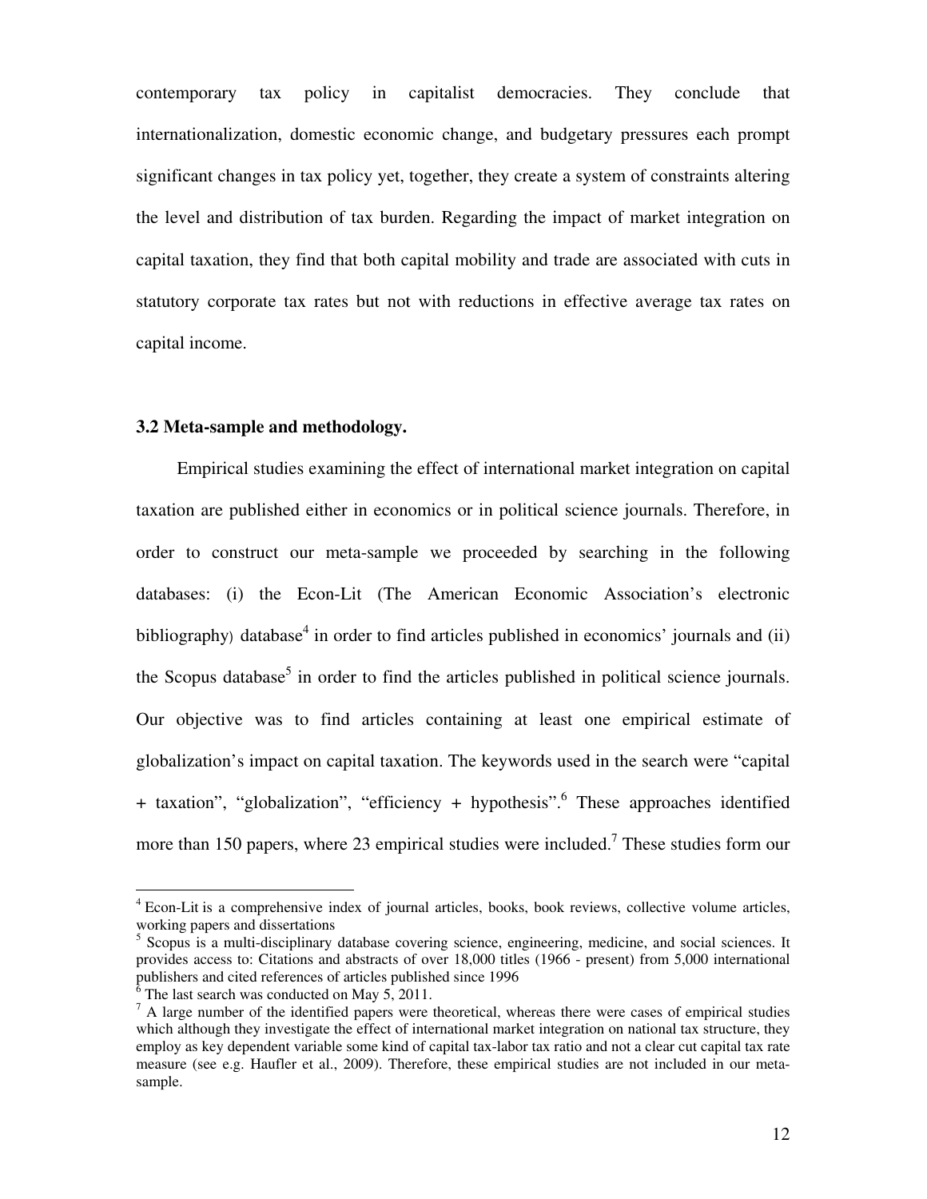contemporary tax policy in capitalist democracies. They conclude that internationalization, domestic economic change, and budgetary pressures each prompt significant changes in tax policy yet, together, they create a system of constraints altering the level and distribution of tax burden. Regarding the impact of market integration on capital taxation, they find that both capital mobility and trade are associated with cuts in statutory corporate tax rates but not with reductions in effective average tax rates on capital income.

### 3.2 Meta-sample and methodology.

Empirical studies examining the effect of international market integration on capital taxation are published either in economics or in political science journals. Therefore, in order to construct our meta-sample we proceeded by searching in the following databases: (i) the Econ-Lit (The American Economic Association's electronic bibliography) database[4] in order to find articles published in economics' journals and (ii) the Scopus database[5] in order to find the articles published in political science journals. Our objective was to find articles containing at least one empirical estimate of globalization's impact on capital taxation. The keywords used in the search were "capital + taxation", "globalization", "efficiency + hypothesis".[6] These approaches identified more than 150 papers, where 23 empirical studies were included.[7] These studies form our

---

[4] Econ-Lit is a comprehensive index of journal articles, books, book reviews, collective volume articles, working papers and dissertations

[5] Scopus is a multi-disciplinary database covering science, engineering, medicine, and social sciences. It provides access to: Citations and abstracts of over 18,000 titles (1966 - present) from 5,000 international publishers and cited references of articles published since 1996

[6] The last search was conducted on May 5, 2011.

[7] A large number of the identified papers were theoretical, whereas there were cases of empirical studies which although they investigate the effect of international market integration on national tax structure, they employ as key dependent variable some kind of capital tax-labor tax ratio and not a clear cut capital tax rate measure (see e.g. Haufler et al., 2009). Therefore, these empirical studies are not included in our meta-sample.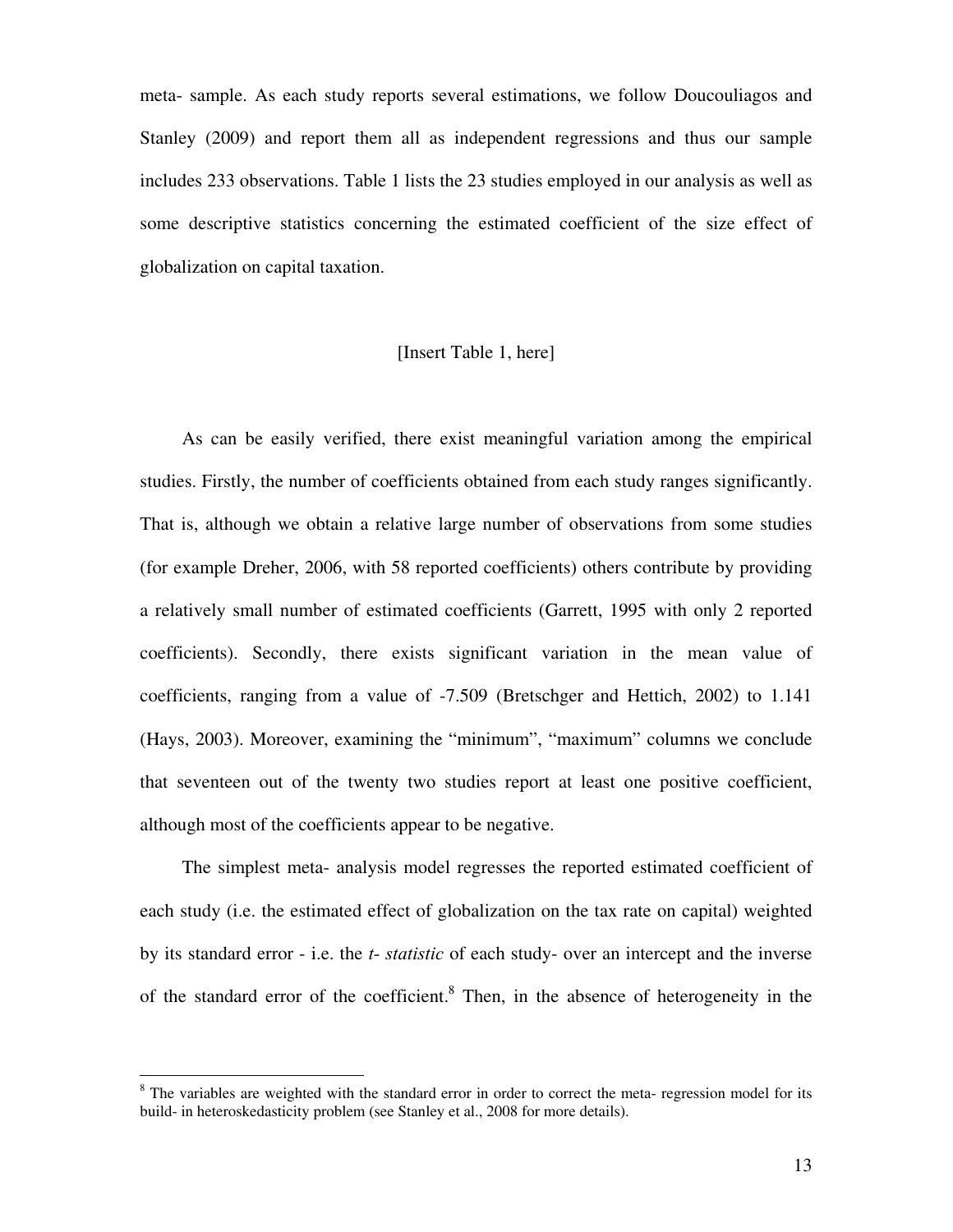meta- sample. As each study reports several estimations, we follow Doucouliagos and Stanley (2009) and report them all as independent regressions and thus our sample includes 233 observations. Table 1 lists the 23 studies employed in our analysis as well as some descriptive statistics concerning the estimated coefficient of the size effect of globalization on capital taxation.

[Insert Table 1, here]

As can be easily verified, there exist meaningful variation among the empirical studies. Firstly, the number of coefficients obtained from each study ranges significantly. That is, although we obtain a relative large number of observations from some studies (for example Dreher, 2006, with 58 reported coefficients) others contribute by providing a relatively small number of estimated coefficients (Garrett, 1995 with only 2 reported coefficients). Secondly, there exists significant variation in the mean value of coefficients, ranging from a value of -7.509 (Bretschger and Hettich, 2002) to 1.141 (Hays, 2003). Moreover, examining the "minimum", "maximum" columns we conclude that seventeen out of the twenty two studies report at least one positive coefficient, although most of the coefficients appear to be negative.

The simplest meta- analysis model regresses the reported estimated coefficient of each study (i.e. the estimated effect of globalization on the tax rate on capital) weighted by its standard error - i.e. the *t- statistic* of each study- over an intercept and the inverse of the standard error of the coefficient.[8] Then, in the absence of heterogeneity in the

[8] The variables are weighted with the standard error in order to correct the meta- regression model for its build- in heteroskedasticity problem (see Stanley et al., 2008 for more details).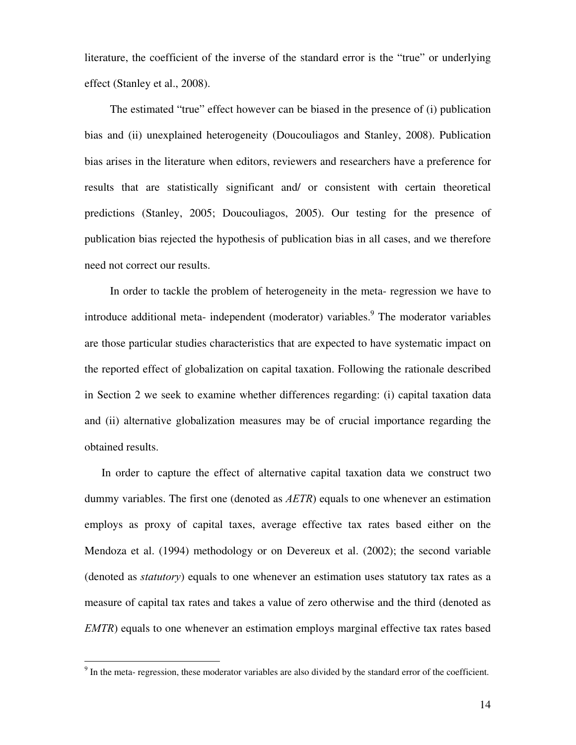literature, the coefficient of the inverse of the standard error is the "true" or underlying effect (Stanley et al., 2008).

The estimated "true" effect however can be biased in the presence of (i) publication bias and (ii) unexplained heterogeneity (Doucouliagos and Stanley, 2008). Publication bias arises in the literature when editors, reviewers and researchers have a preference for results that are statistically significant and/ or consistent with certain theoretical predictions (Stanley, 2005; Doucouliagos, 2005). Our testing for the presence of publication bias rejected the hypothesis of publication bias in all cases, and we therefore need not correct our results.

In order to tackle the problem of heterogeneity in the meta- regression we have to introduce additional meta- independent (moderator) variables.[9] The moderator variables are those particular studies characteristics that are expected to have systematic impact on the reported effect of globalization on capital taxation. Following the rationale described in Section 2 we seek to examine whether differences regarding: (i) capital taxation data and (ii) alternative globalization measures may be of crucial importance regarding the obtained results.

In order to capture the effect of alternative capital taxation data we construct two dummy variables. The first one (denoted as *AETR*) equals to one whenever an estimation employs as proxy of capital taxes, average effective tax rates based either on the Mendoza et al. (1994) methodology or on Devereux et al. (2002); the second variable (denoted as *statutory*) equals to one whenever an estimation uses statutory tax rates as a measure of capital tax rates and takes a value of zero otherwise and the third (denoted as *EMTR*) equals to one whenever an estimation employs marginal effective tax rates based

[9] In the meta- regression, these moderator variables are also divided by the standard error of the coefficient.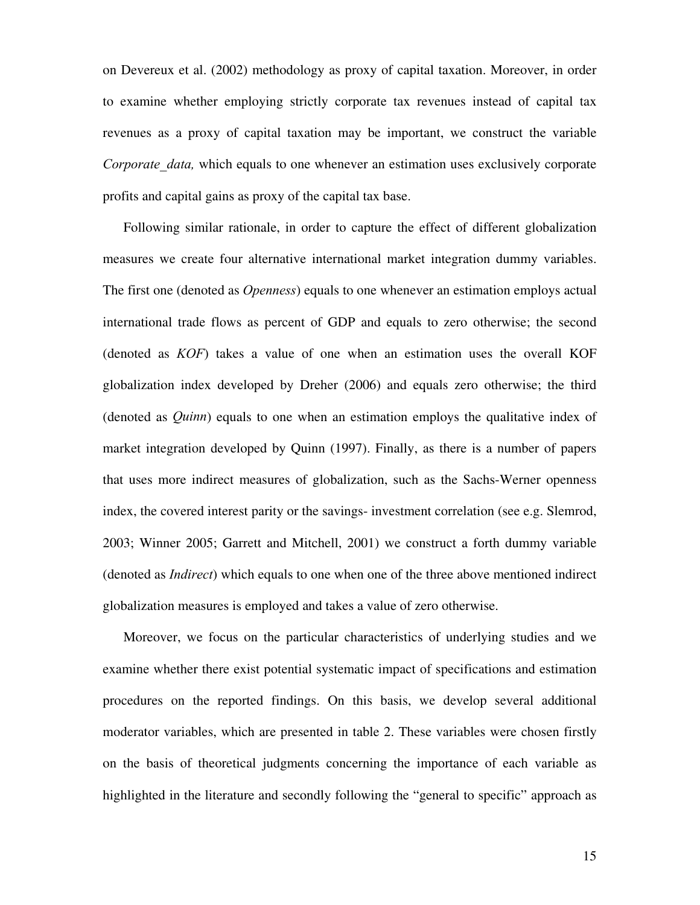on Devereux et al. (2002) methodology as proxy of capital taxation. Moreover, in order to examine whether employing strictly corporate tax revenues instead of capital tax revenues as a proxy of capital taxation may be important, we construct the variable *Corporate_data,* which equals to one whenever an estimation uses exclusively corporate profits and capital gains as proxy of the capital tax base.

Following similar rationale, in order to capture the effect of different globalization measures we create four alternative international market integration dummy variables. The first one (denoted as *Openness*) equals to one whenever an estimation employs actual international trade flows as percent of GDP and equals to zero otherwise; the second (denoted as *KOF*) takes a value of one when an estimation uses the overall KOF globalization index developed by Dreher (2006) and equals zero otherwise; the third (denoted as *Quinn*) equals to one when an estimation employs the qualitative index of market integration developed by Quinn (1997). Finally, as there is a number of papers that uses more indirect measures of globalization, such as the Sachs-Werner openness index, the covered interest parity or the savings- investment correlation (see e.g. Slemrod, 2003; Winner 2005; Garrett and Mitchell, 2001) we construct a forth dummy variable (denoted as *Indirect*) which equals to one when one of the three above mentioned indirect globalization measures is employed and takes a value of zero otherwise.

Moreover, we focus on the particular characteristics of underlying studies and we examine whether there exist potential systematic impact of specifications and estimation procedures on the reported findings. On this basis, we develop several additional moderator variables, which are presented in table 2. These variables were chosen firstly on the basis of theoretical judgments concerning the importance of each variable as highlighted in the literature and secondly following the "general to specific" approach as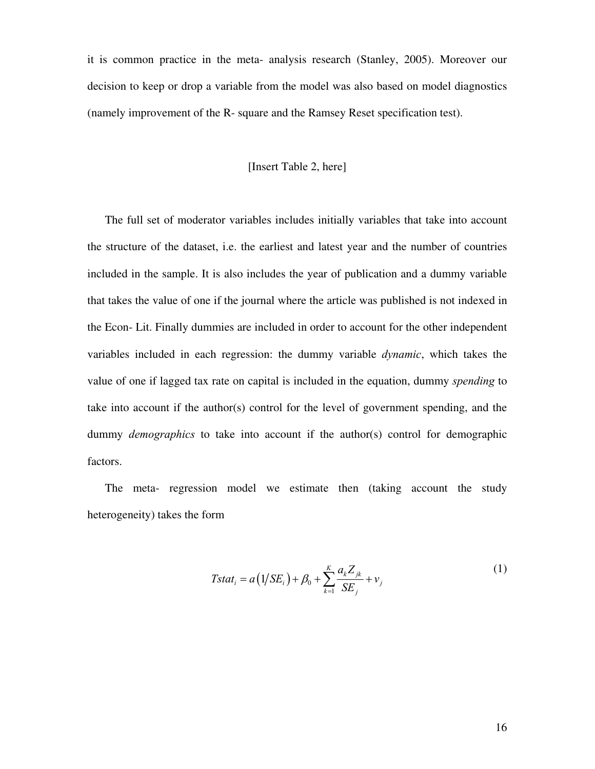it is common practice in the meta- analysis research (Stanley, 2005). Moreover our decision to keep or drop a variable from the model was also based on model diagnostics (namely improvement of the R- square and the Ramsey Reset specification test).

[Insert Table 2, here]

The full set of moderator variables includes initially variables that take into account the structure of the dataset, i.e. the earliest and latest year and the number of countries included in the sample. It is also includes the year of publication and a dummy variable that takes the value of one if the journal where the article was published is not indexed in the Econ- Lit. Finally dummies are included in order to account for the other independent variables included in each regression: the dummy variable *dynamic*, which takes the value of one if lagged tax rate on capital is included in the equation, dummy *spending* to take into account if the author(s) control for the level of government spending, and the dummy *demographics* to take into account if the author(s) control for demographic factors.

The meta- regression model we estimate then (taking account the study heterogeneity) takes the form

$$Tstat_i = a\left(1/SE_i\right) + \beta_0 + \sum_{k=1}^{K} \frac{a_k Z_{jk}}{SE_j} + v_j \tag{1}$$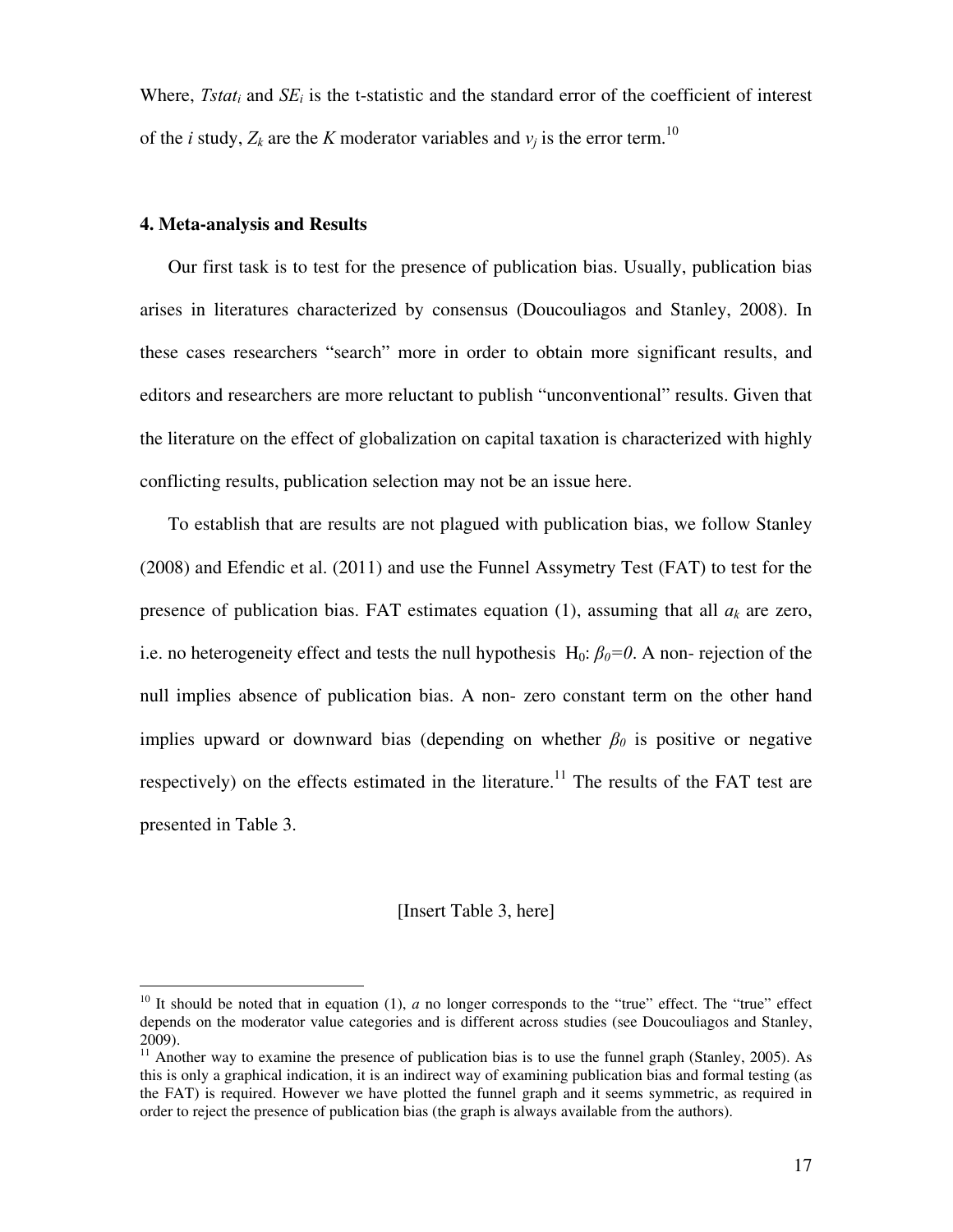Where, $Tstat_i$ and $SE_i$ is the t-statistic and the standard error of the coefficient of interest of the $i$ study, $Z_k$ are the $K$ moderator variables and $v_j$ is the error term.[10]

#### 4. Meta-analysis and Results

Our first task is to test for the presence of publication bias. Usually, publication bias arises in literatures characterized by consensus (Doucouliagos and Stanley, 2008). In these cases researchers "search" more in order to obtain more significant results, and editors and researchers are more reluctant to publish "unconventional" results. Given that the literature on the effect of globalization on capital taxation is characterized with highly conflicting results, publication selection may not be an issue here.

To establish that are results are not plagued with publication bias, we follow Stanley (2008) and Efendic et al. (2011) and use the Funnel Assymetry Test (FAT) to test for the presence of publication bias. FAT estimates equation (1), assuming that all $a_k$ are zero, i.e. no heterogeneity effect and tests the null hypothesis $H_0$: $\beta_0=0$. A non- rejection of the null implies absence of publication bias. A non- zero constant term on the other hand implies upward or downward bias (depending on whether $\beta_0$ is positive or negative respectively) on the effects estimated in the literature.[11] The results of the FAT test are presented in Table 3.

[Insert Table 3, here]

[10] It should be noted that in equation (1), $a$ no longer corresponds to the "true" effect. The "true" effect depends on the moderator value categories and is different across studies (see Doucouliagos and Stanley, 2009).

[11] Another way to examine the presence of publication bias is to use the funnel graph (Stanley, 2005). As this is only a graphical indication, it is an indirect way of examining publication bias and formal testing (as the FAT) is required. However we have plotted the funnel graph and it seems symmetric, as required in order to reject the presence of publication bias (the graph is always available from the authors).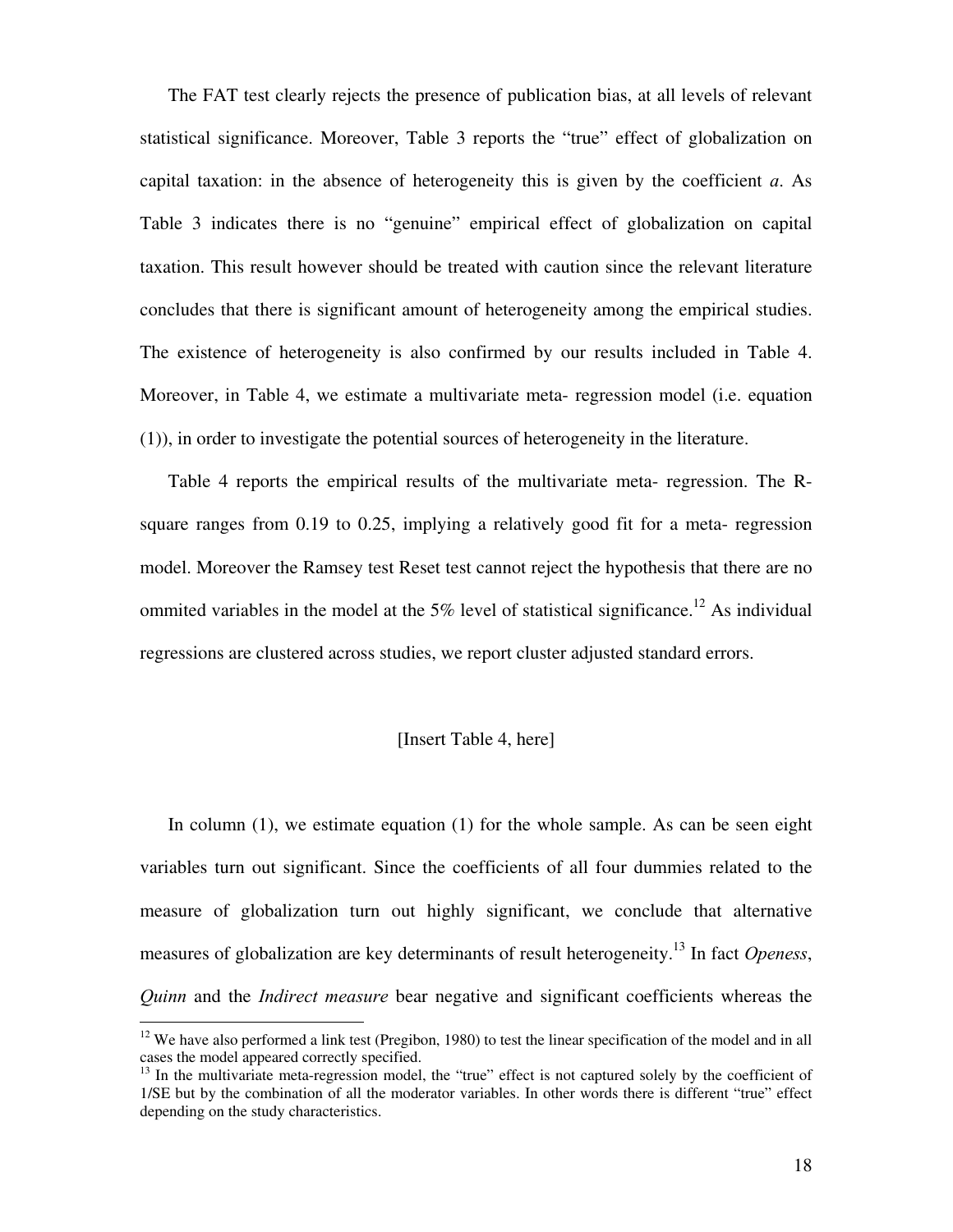The FAT test clearly rejects the presence of publication bias, at all levels of relevant statistical significance. Moreover, Table 3 reports the "true" effect of globalization on capital taxation: in the absence of heterogeneity this is given by the coefficient *a*. As Table 3 indicates there is no "genuine" empirical effect of globalization on capital taxation. This result however should be treated with caution since the relevant literature concludes that there is significant amount of heterogeneity among the empirical studies. The existence of heterogeneity is also confirmed by our results included in Table 4. Moreover, in Table 4, we estimate a multivariate meta- regression model (i.e. equation (1)), in order to investigate the potential sources of heterogeneity in the literature.

Table 4 reports the empirical results of the multivariate meta- regression. The R-square ranges from 0.19 to 0.25, implying a relatively good fit for a meta- regression model. Moreover the Ramsey test Reset test cannot reject the hypothesis that there are no ommited variables in the model at the 5% level of statistical significance.[12] As individual regressions are clustered across studies, we report cluster adjusted standard errors.

[Insert Table 4, here]

In column (1), we estimate equation (1) for the whole sample. As can be seen eight variables turn out significant. Since the coefficients of all four dummies related to the measure of globalization turn out highly significant, we conclude that alternative measures of globalization are key determinants of result heterogeneity.[13] In fact *Openess*, *Quinn* and the *Indirect measure* bear negative and significant coefficients whereas the

[12] We have also performed a link test (Pregibon, 1980) to test the linear specification of the model and in all cases the model appeared correctly specified.

[13] In the multivariate meta-regression model, the "true" effect is not captured solely by the coefficient of 1/SE but by the combination of all the moderator variables. In other words there is different "true" effect depending on the study characteristics.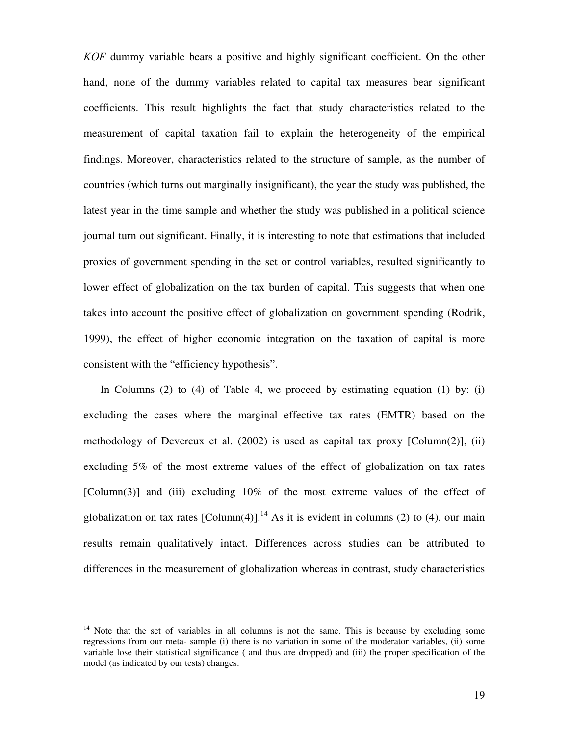*KOF* dummy variable bears a positive and highly significant coefficient. On the other hand, none of the dummy variables related to capital tax measures bear significant coefficients. This result highlights the fact that study characteristics related to the measurement of capital taxation fail to explain the heterogeneity of the empirical findings. Moreover, characteristics related to the structure of sample, as the number of countries (which turns out marginally insignificant), the year the study was published, the latest year in the time sample and whether the study was published in a political science journal turn out significant. Finally, it is interesting to note that estimations that included proxies of government spending in the set or control variables, resulted significantly to lower effect of globalization on the tax burden of capital. This suggests that when one takes into account the positive effect of globalization on government spending (Rodrik, 1999), the effect of higher economic integration on the taxation of capital is more consistent with the "efficiency hypothesis".

In Columns (2) to (4) of Table 4, we proceed by estimating equation (1) by: (i) excluding the cases where the marginal effective tax rates (EMTR) based on the methodology of Devereux et al. (2002) is used as capital tax proxy [Column(2)], (ii) excluding 5% of the most extreme values of the effect of globalization on tax rates [Column(3)] and (iii) excluding 10% of the most extreme values of the effect of globalization on tax rates [Column(4)].[14] As it is evident in columns (2) to (4), our main results remain qualitatively intact. Differences across studies can be attributed to differences in the measurement of globalization whereas in contrast, study characteristics

---

[14] Note that the set of variables in all columns is not the same. This is because by excluding some regressions from our meta- sample (i) there is no variation in some of the moderator variables, (ii) some variable lose their statistical significance ( and thus are dropped) and (iii) the proper specification of the model (as indicated by our tests) changes.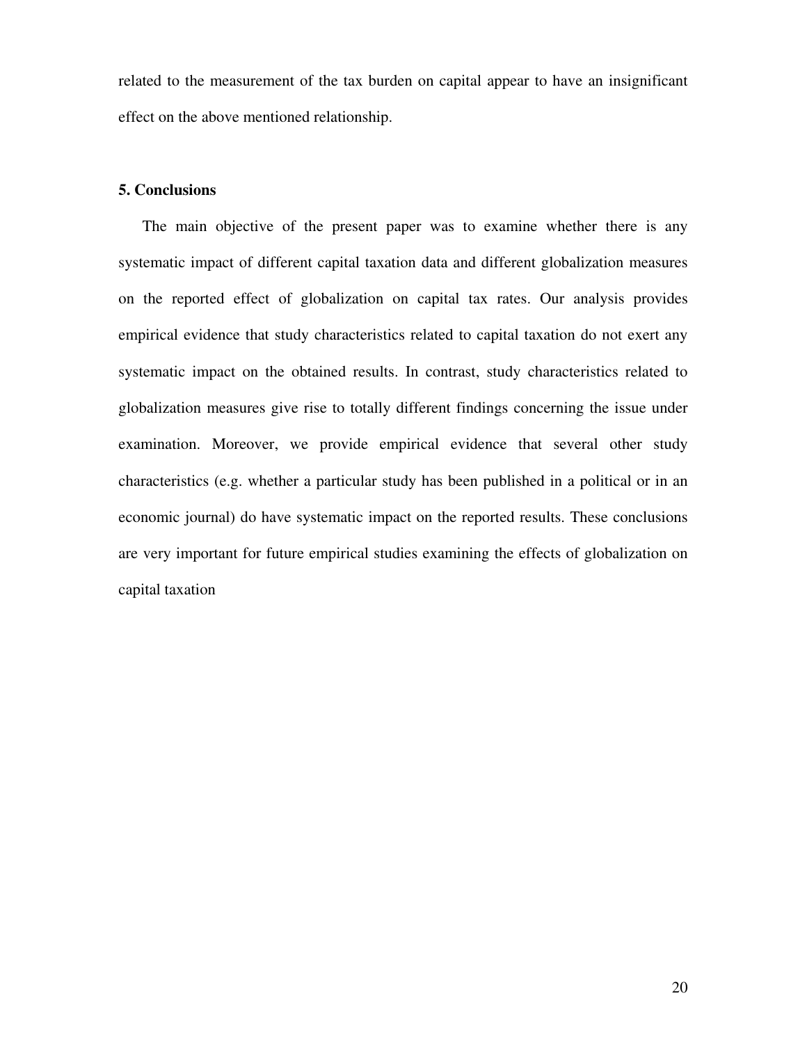related to the measurement of the tax burden on capital appear to have an insignificant effect on the above mentioned relationship.

## 5. Conclusions

The main objective of the present paper was to examine whether there is any systematic impact of different capital taxation data and different globalization measures on the reported effect of globalization on capital tax rates. Our analysis provides empirical evidence that study characteristics related to capital taxation do not exert any systematic impact on the obtained results. In contrast, study characteristics related to globalization measures give rise to totally different findings concerning the issue under examination. Moreover, we provide empirical evidence that several other study characteristics (e.g. whether a particular study has been published in a political or in an economic journal) do have systematic impact on the reported results. These conclusions are very important for future empirical studies examining the effects of globalization on capital taxation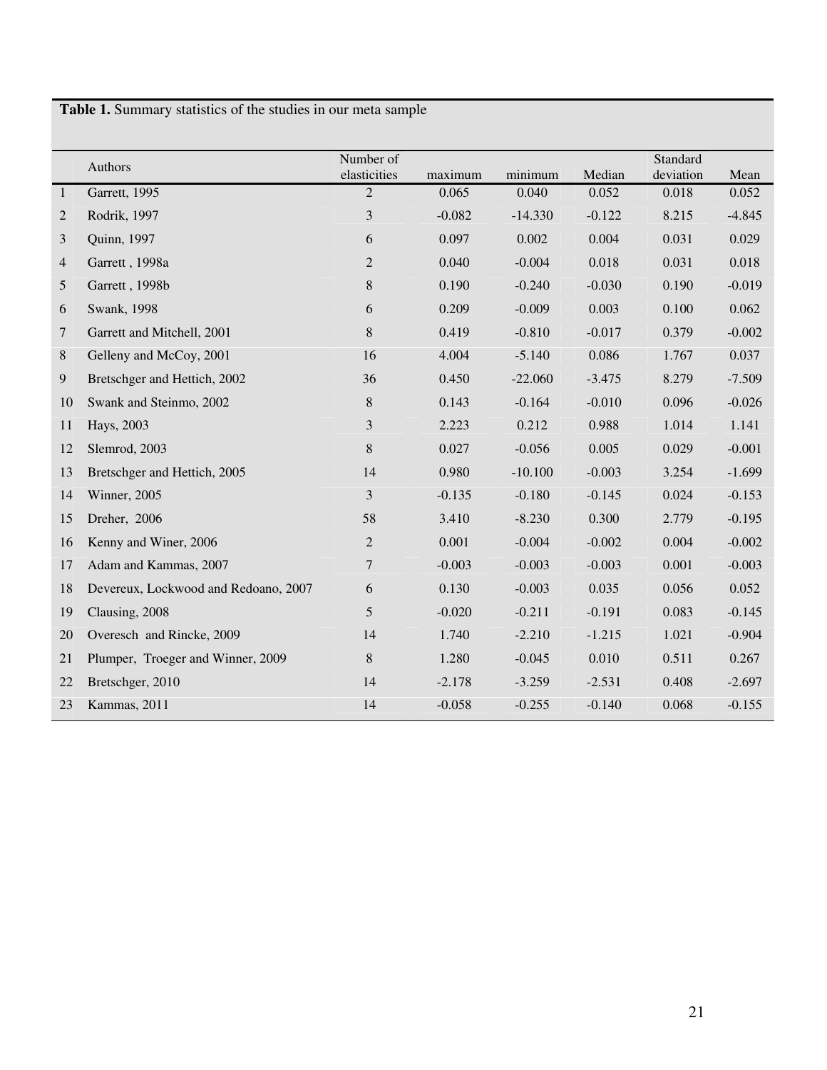**Table 1.** Summary statistics of the studies in our meta sample

| | Authors | Number of elasticities | maximum | minimum | Median | Standard deviation | Mean |
|---|---|---|---|---|---|---|---|
| 1 | Garrett, 1995 | 2 | 0.065 | 0.040 | 0.052 | 0.018 | 0.052 |
| 2 | Rodrik, 1997 | 3 | -0.082 | -14.330 | -0.122 | 8.215 | -4.845 |
| 3 | Quinn, 1997 | 6 | 0.097 | 0.002 | 0.004 | 0.031 | 0.029 |
| 4 | Garrett , 1998a | 2 | 0.040 | -0.004 | 0.018 | 0.031 | 0.018 |
| 5 | Garrett , 1998b | 8 | 0.190 | -0.240 | -0.030 | 0.190 | -0.019 |
| 6 | Swank, 1998 | 6 | 0.209 | -0.009 | 0.003 | 0.100 | 0.062 |
| 7 | Garrett and Mitchell, 2001 | 8 | 0.419 | -0.810 | -0.017 | 0.379 | -0.002 |
| 8 | Gelleny and McCoy, 2001 | 16 | 4.004 | -5.140 | 0.086 | 1.767 | 0.037 |
| 9 | Bretschger and Hettich, 2002 | 36 | 0.450 | -22.060 | -3.475 | 8.279 | -7.509 |
| 10 | Swank and Steinmo, 2002 | 8 | 0.143 | -0.164 | -0.010 | 0.096 | -0.026 |
| 11 | Hays, 2003 | 3 | 2.223 | 0.212 | 0.988 | 1.014 | 1.141 |
| 12 | Slemrod, 2003 | 8 | 0.027 | -0.056 | 0.005 | 0.029 | -0.001 |
| 13 | Bretschger and Hettich, 2005 | 14 | 0.980 | -10.100 | -0.003 | 3.254 | -1.699 |
| 14 | Winner, 2005 | 3 | -0.135 | -0.180 | -0.145 | 0.024 | -0.153 |
| 15 | Dreher, 2006 | 58 | 3.410 | -8.230 | 0.300 | 2.779 | -0.195 |
| 16 | Kenny and Winer, 2006 | 2 | 0.001 | -0.004 | -0.002 | 0.004 | -0.002 |
| 17 | Adam and Kammas, 2007 | 7 | -0.003 | -0.003 | -0.003 | 0.001 | -0.003 |
| 18 | Devereux, Lockwood and Redoano, 2007 | 6 | 0.130 | -0.003 | 0.035 | 0.056 | 0.052 |
| 19 | Clausing, 2008 | 5 | -0.020 | -0.211 | -0.191 | 0.083 | -0.145 |
| 20 | Overesch and Rincke, 2009 | 14 | 1.740 | -2.210 | -1.215 | 1.021 | -0.904 |
| 21 | Plumper, Troeger and Winner, 2009 | 8 | 1.280 | -0.045 | 0.010 | 0.511 | 0.267 |
| 22 | Bretschger, 2010 | 14 | -2.178 | -3.259 | -2.531 | 0.408 | -2.697 |
| 23 | Kammas, 2011 | 14 | -0.058 | -0.255 | -0.140 | 0.068 | -0.155 |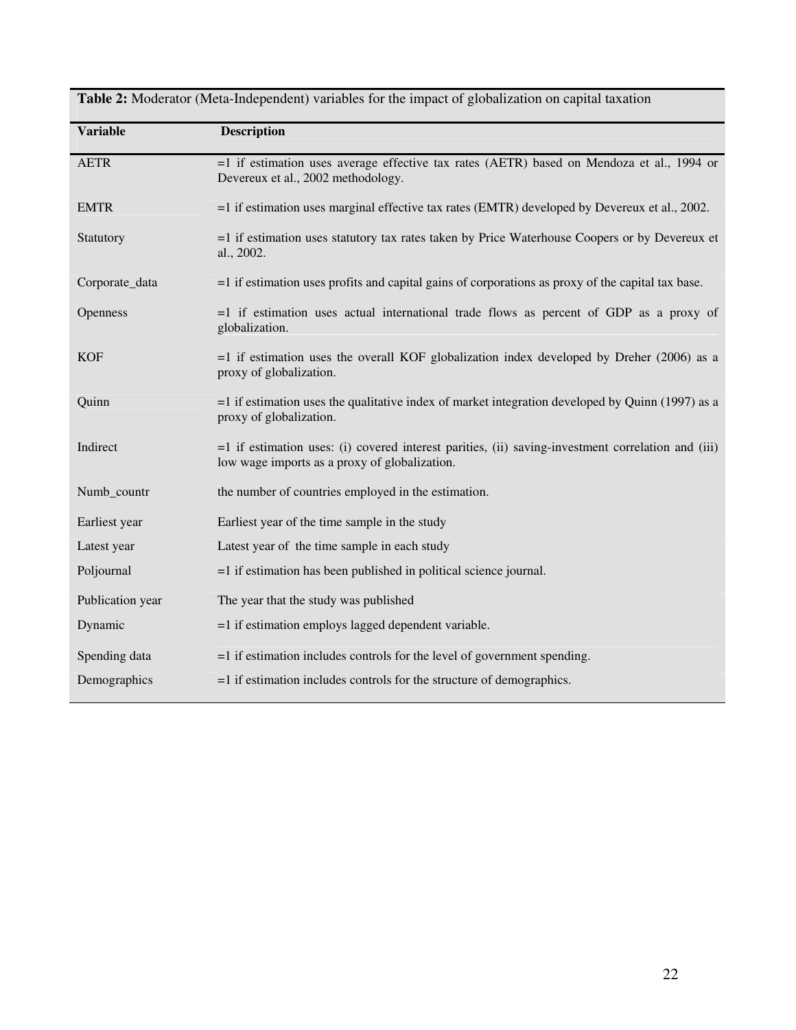**Table 2:** Moderator (Meta-Independent) variables for the impact of globalization on capital taxation

| Variable | Description |
| --- | --- |
| AETR | =1 if estimation uses average effective tax rates (AETR) based on Mendoza et al., 1994 or Devereux et al., 2002 methodology. |
| EMTR | =1 if estimation uses marginal effective tax rates (EMTR) developed by Devereux et al., 2002. |
| Statutory | =1 if estimation uses statutory tax rates taken by Price Waterhouse Coopers or by Devereux et al., 2002. |
| Corporate_data | =1 if estimation uses profits and capital gains of corporations as proxy of the capital tax base. |
| Openness | =1 if estimation uses actual international trade flows as percent of GDP as a proxy of globalization. |
| KOF | =1 if estimation uses the overall KOF globalization index developed by Dreher (2006) as a proxy of globalization. |
| Quinn | =1 if estimation uses the qualitative index of market integration developed by Quinn (1997) as a proxy of globalization. |
| Indirect | =1 if estimation uses: (i) covered interest parities, (ii) saving-investment correlation and (iii) low wage imports as a proxy of globalization. |
| Numb_countr | the number of countries employed in the estimation. |
| Earliest year | Earliest year of the time sample in the study |
| Latest year | Latest year of the time sample in each study |
| Poljournal | =1 if estimation has been published in political science journal. |
| Publication year | The year that the study was published |
| Dynamic | =1 if estimation employs lagged dependent variable. |
| Spending data | =1 if estimation includes controls for the level of government spending. |
| Demographics | =1 if estimation includes controls for the structure of demographics. |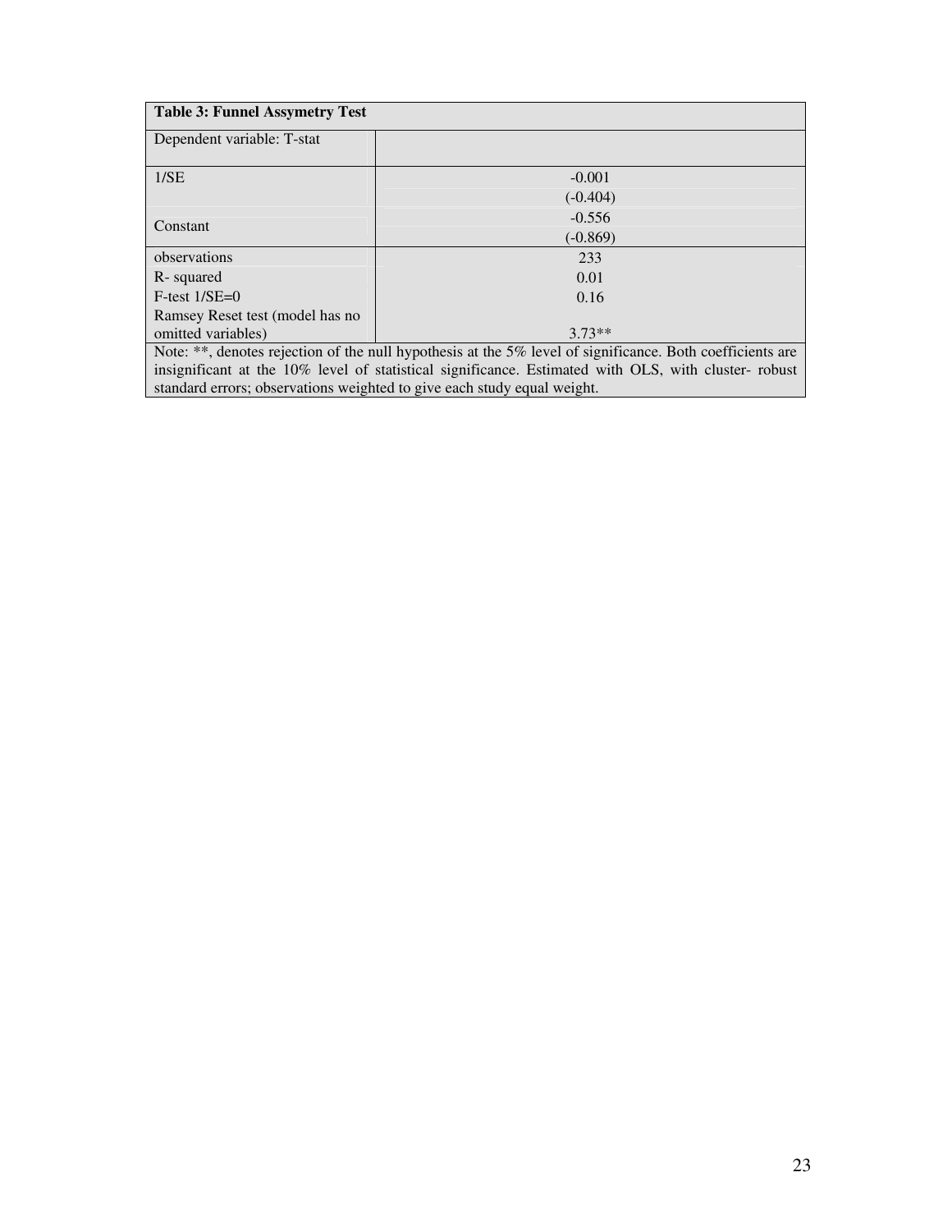**Table 3: Funnel Assymetry Test**

| Dependent variable: T-stat | |
|---|---|
| 1/SE | -0.001 |
| | (-0.404) |
| Constant | -0.556 |
| | (-0.869) |
| observations | 233 |
| R- squared | 0.01 |
| F-test 1/SE=0 | 0.16 |
| Ramsey Reset test (model has no omitted variables) | 3.73** |

Note: **, denotes rejection of the null hypothesis at the 5% level of significance. Both coefficients are insignificant at the 10% level of statistical significance. Estimated with OLS, with cluster- robust standard errors; observations weighted to give each study equal weight.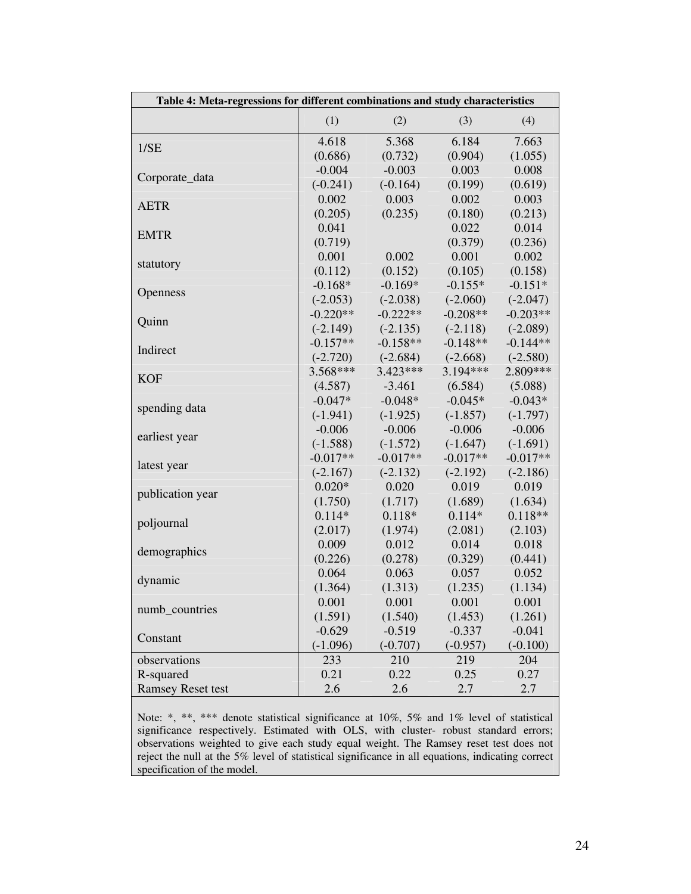| Table 4: Meta-regressions for different combinations and study characteristics | | | | |
|---|---|---|---|---|
| | (1) | (2) | (3) | (4) |
| 1/SE | 4.618 | 5.368 | 6.184 | 7.663 |
| | (0.686) | (0.732) | (0.904) | (1.055) |
| Corporate_data | -0.004 | -0.003 | 0.003 | 0.008 |
| | (-0.241) | (-0.164) | (0.199) | (0.619) |
| AETR | 0.002 | 0.003 | 0.002 | 0.003 |
| | (0.205) | (0.235) | (0.180) | (0.213) |
| EMTR | 0.041 | | 0.022 | 0.014 |
| | (0.719) | | (0.379) | (0.236) |
| statutory | 0.001 | 0.002 | 0.001 | 0.002 |
| | (0.112) | (0.152) | (0.105) | (0.158) |
| Openness | -0.168* | -0.169* | -0.155* | -0.151* |
| | (-2.053) | (-2.038) | (-2.060) | (-2.047) |
| Quinn | -0.220** | -0.222** | -0.208** | -0.203** |
| | (-2.149) | (-2.135) | (-2.118) | (-2.089) |
| Indirect | -0.157** | -0.158** | -0.148** | -0.144** |
| | (-2.720) | (-2.684) | (-2.668) | (-2.580) |
| KOF | 3.568*** | 3.423*** | 3.194*** | 2.809*** |
| | (4.587) | -3.461 | (6.584) | (5.088) |
| spending data | -0.047* | -0.048* | -0.045* | -0.043* |
| | (-1.941) | (-1.925) | (-1.857) | (-1.797) |
| earliest year | -0.006 | -0.006 | -0.006 | -0.006 |
| | (-1.588) | (-1.572) | (-1.647) | (-1.691) |
| latest year | -0.017** | -0.017** | -0.017** | -0.017** |
| | (-2.167) | (-2.132) | (-2.192) | (-2.186) |
| publication year | 0.020* | 0.020 | 0.019 | 0.019 |
| | (1.750) | (1.717) | (1.689) | (1.634) |
| poljournal | 0.114* | 0.118* | 0.114* | 0.118** |
| | (2.017) | (1.974) | (2.081) | (2.103) |
| demographics | 0.009 | 0.012 | 0.014 | 0.018 |
| | (0.226) | (0.278) | (0.329) | (0.441) |
| dynamic | 0.064 | 0.063 | 0.057 | 0.052 |
| | (1.364) | (1.313) | (1.235) | (1.134) |
| numb_countries | 0.001 | 0.001 | 0.001 | 0.001 |
| | (1.591) | (1.540) | (1.453) | (1.261) |
| Constant | -0.629 | -0.519 | -0.337 | -0.041 |
| | (-1.096) | (-0.707) | (-0.957) | (-0.100) |
| observations | 233 | 210 | 219 | 204 |
| R-squared | 0.21 | 0.22 | 0.25 | 0.27 |
| Ramsey Reset test | 2.6 | 2.6 | 2.7 | 2.7 |

Note: *, **, *** denote statistical significance at 10%, 5% and 1% level of statistical significance respectively. Estimated with OLS, with cluster- robust standard errors; observations weighted to give each study equal weight. The Ramsey reset test does not reject the null at the 5% level of statistical significance in all equations, indicating correct specification of the model.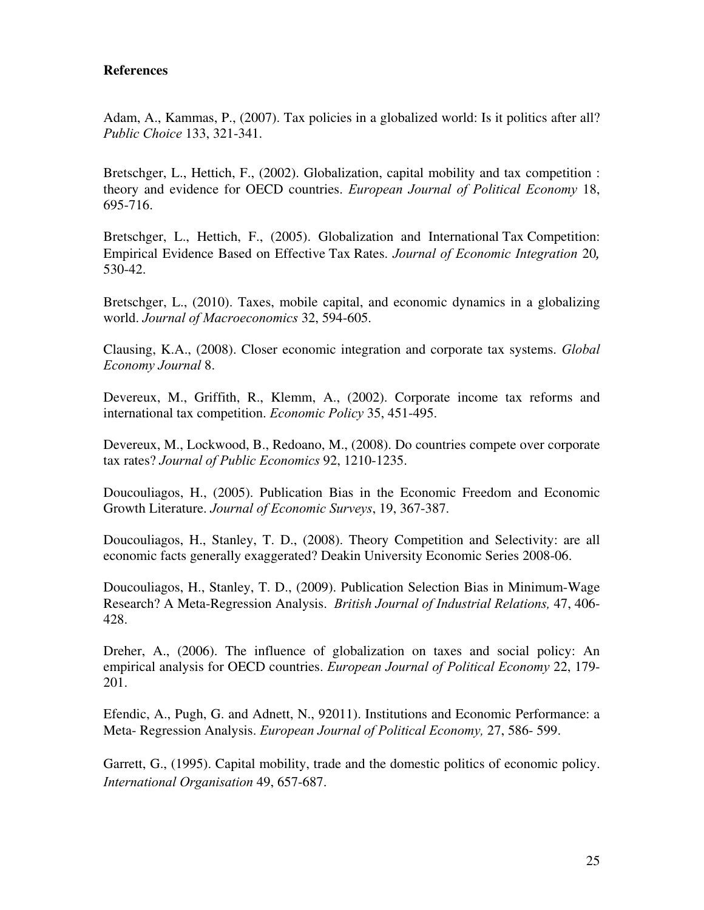**References**

Adam, A., Kammas, P., (2007). Tax policies in a globalized world: Is it politics after all? *Public Choice* 133, 321-341.

Bretschger, L., Hettich, F., (2002). Globalization, capital mobility and tax competition : theory and evidence for OECD countries. *European Journal of Political Economy* 18, 695-716.

Bretschger, L., Hettich, F., (2005). Globalization and International Tax Competition: Empirical Evidence Based on Effective Tax Rates. *Journal of Economic Integration* 20*,* 530-42.

Bretschger, L., (2010). Taxes, mobile capital, and economic dynamics in a globalizing world. *Journal of Macroeconomics* 32, 594-605.

Clausing, K.A., (2008). Closer economic integration and corporate tax systems. *Global Economy Journal* 8.

Devereux, M., Griffith, R., Klemm, A., (2002). Corporate income tax reforms and international tax competition. *Economic Policy* 35, 451-495.

Devereux, M., Lockwood, B., Redoano, M., (2008). Do countries compete over corporate tax rates? *Journal of Public Economics* 92, 1210-1235.

Doucouliagos, H., (2005). Publication Bias in the Economic Freedom and Economic Growth Literature. *Journal of Economic Surveys*, 19, 367-387.

Doucouliagos, H., Stanley, T. D., (2008). Theory Competition and Selectivity: are all economic facts generally exaggerated? Deakin University Economic Series 2008-06.

Doucouliagos, H., Stanley, T. D., (2009). Publication Selection Bias in Minimum-Wage Research? A Meta-Regression Analysis. *British Journal of Industrial Relations,* 47, 406-428.

Dreher, A., (2006). The influence of globalization on taxes and social policy: An empirical analysis for OECD countries. *European Journal of Political Economy* 22, 179-201.

Efendic, A., Pugh, G. and Adnett, N., 92011). Institutions and Economic Performance: a Meta- Regression Analysis. *European Journal of Political Economy,* 27, 586- 599.

Garrett, G., (1995). Capital mobility, trade and the domestic politics of economic policy. *International Organisation* 49, 657-687.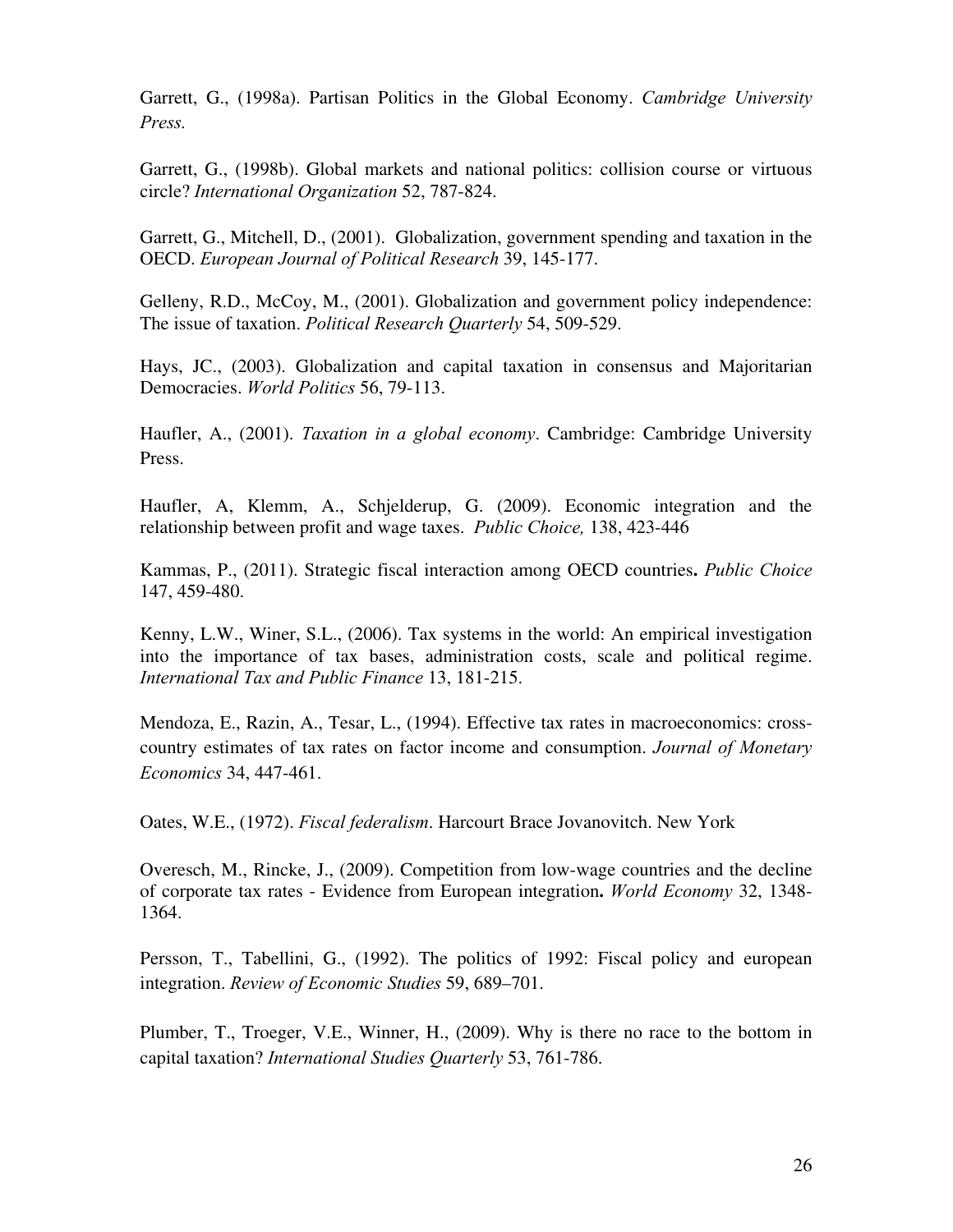Garrett, G., (1998a). Partisan Politics in the Global Economy. *Cambridge University Press.*

Garrett, G., (1998b). Global markets and national politics: collision course or virtuous circle? *International Organization* 52, 787-824.

Garrett, G., Mitchell, D., (2001). Globalization, government spending and taxation in the OECD. *European Journal of Political Research* 39, 145-177.

Gelleny, R.D., McCoy, M., (2001). Globalization and government policy independence: The issue of taxation. *Political Research Quarterly* 54, 509-529.

Hays, JC., (2003). Globalization and capital taxation in consensus and Majoritarian Democracies. *World Politics* 56, 79-113.

Haufler, A., (2001). *Taxation in a global economy*. Cambridge: Cambridge University Press.

Haufler, A, Klemm, A., Schjelderup, G. (2009). Economic integration and the relationship between profit and wage taxes. *Public Choice,* 138, 423-446

Kammas, P., (2011). Strategic fiscal interaction among OECD countries**.** *Public Choice* 147, 459-480.

Kenny, L.W., Winer, S.L., (2006). Tax systems in the world: An empirical investigation into the importance of tax bases, administration costs, scale and political regime. *International Tax and Public Finance* 13, 181-215.

Mendoza, E., Razin, A., Tesar, L., (1994). Effective tax rates in macroeconomics: cross-country estimates of tax rates on factor income and consumption. *Journal of Monetary Economics* 34, 447-461.

Oates, W.E., (1972). *Fiscal federalism*. Harcourt Brace Jovanovitch. New York

Overesch, M., Rincke, J., (2009). Competition from low-wage countries and the decline of corporate tax rates - Evidence from European integration**.** *World Economy* 32, 1348-1364.

Persson, T., Tabellini, G., (1992). The politics of 1992: Fiscal policy and european integration. *Review of Economic Studies* 59, 689–701.

Plumber, T., Troeger, V.E., Winner, H., (2009). Why is there no race to the bottom in capital taxation? *International Studies Quarterly* 53, 761-786.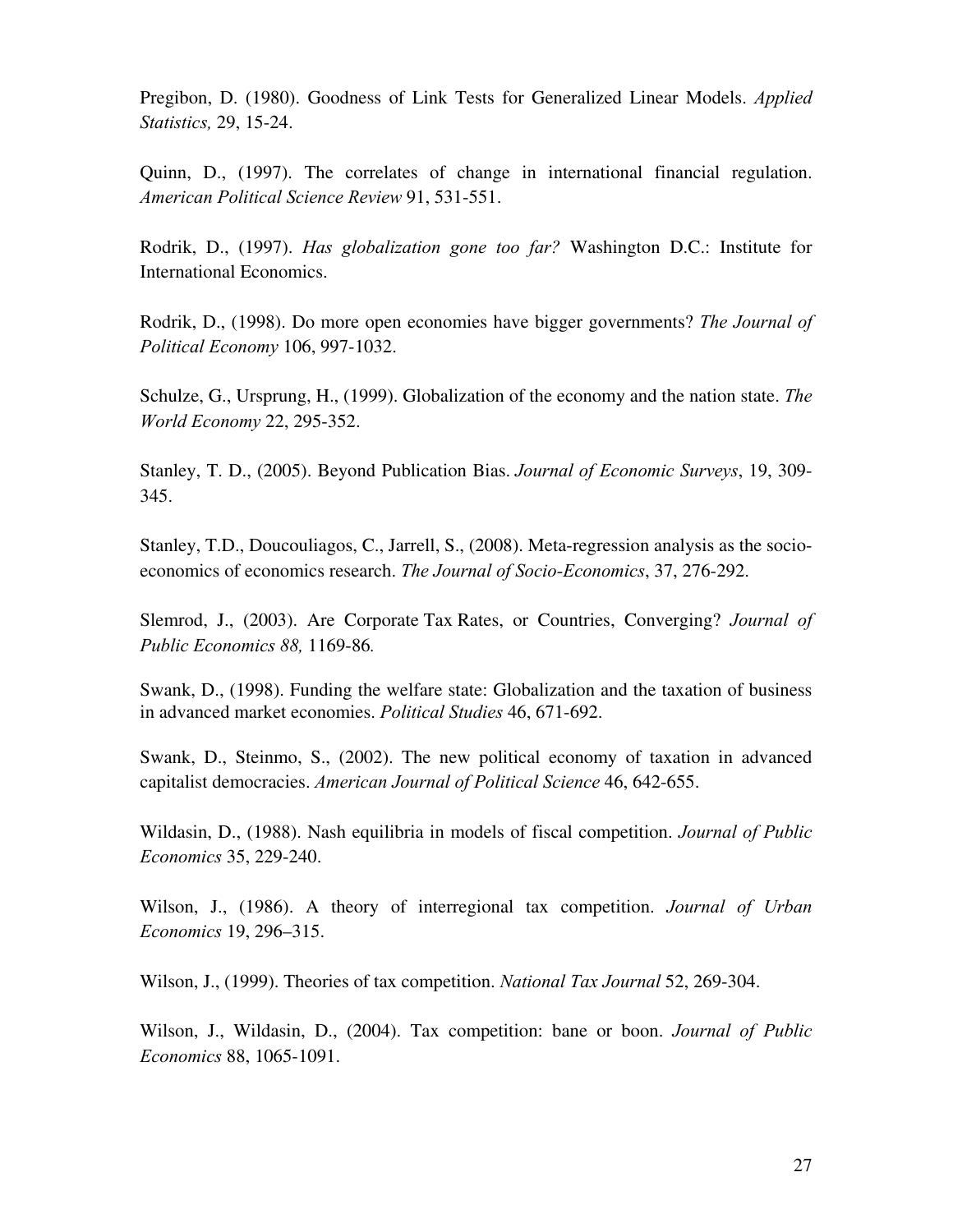Pregibon, D. (1980). Goodness of Link Tests for Generalized Linear Models. *Applied Statistics,* 29, 15-24.

Quinn, D., (1997). The correlates of change in international financial regulation. *American Political Science Review* 91, 531-551.

Rodrik, D., (1997). *Has globalization gone too far?* Washington D.C.: Institute for International Economics.

Rodrik, D., (1998). Do more open economies have bigger governments? *The Journal of Political Economy* 106, 997-1032.

Schulze, G., Ursprung, H., (1999). Globalization of the economy and the nation state. *The World Economy* 22, 295-352.

Stanley, T. D., (2005). Beyond Publication Bias. *Journal of Economic Surveys*, 19, 309-345.

Stanley, T.D., Doucouliagos, C., Jarrell, S., (2008). Meta-regression analysis as the socio-economics of economics research. *The Journal of Socio-Economics*, 37, 276-292.

Slemrod, J., (2003). Are Corporate Tax Rates, or Countries, Converging? *Journal of Public Economics 88,* 1169-86*.*

Swank, D., (1998). Funding the welfare state: Globalization and the taxation of business in advanced market economies. *Political Studies* 46, 671-692.

Swank, D., Steinmo, S., (2002). The new political economy of taxation in advanced capitalist democracies. *American Journal of Political Science* 46, 642-655.

Wildasin, D., (1988). Nash equilibria in models of fiscal competition. *Journal of Public Economics* 35, 229-240.

Wilson, J., (1986). A theory of interregional tax competition. *Journal of Urban Economics* 19, 296–315.

Wilson, J., (1999). Theories of tax competition. *National Tax Journal* 52, 269-304.

Wilson, J., Wildasin, D., (2004). Tax competition: bane or boon. *Journal of Public Economics* 88, 1065-1091.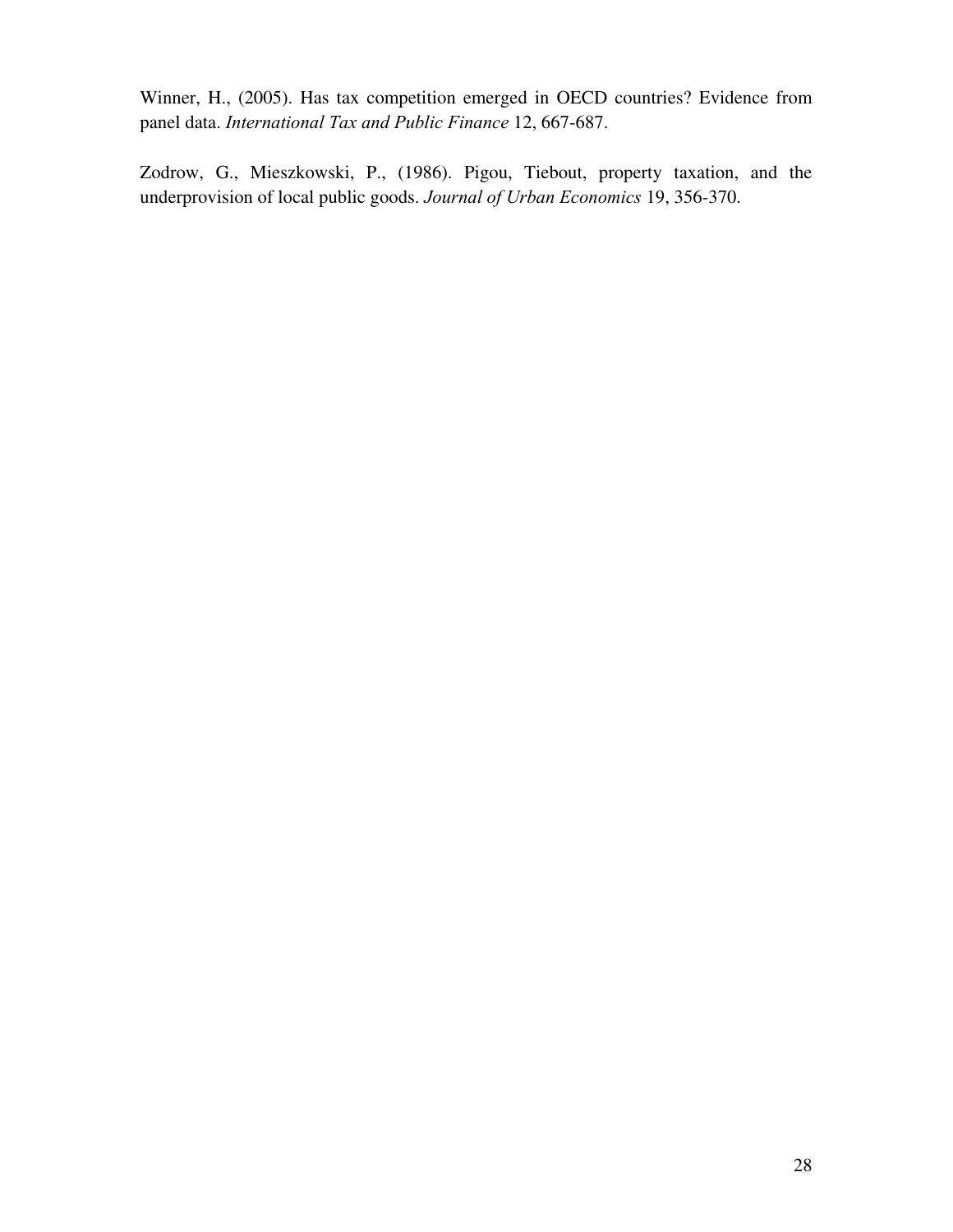Winner, H., (2005). Has tax competition emerged in OECD countries? Evidence from panel data. *International Tax and Public Finance* 12, 667-687.

Zodrow, G., Mieszkowski, P., (1986). Pigou, Tiebout, property taxation, and the underprovision of local public goods. *Journal of Urban Economics* 19, 356-370.